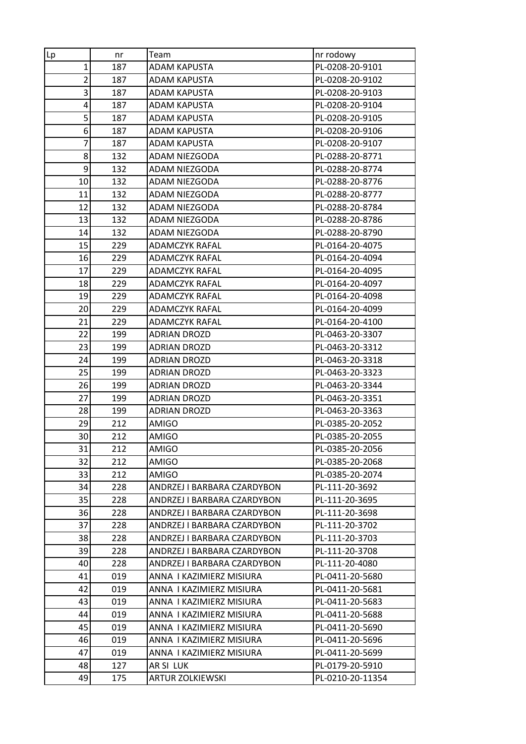| Lp | nr | Team | nr rodowy |
|---|---|---|---|
| 1 | 187 | ADAM KAPUSTA | PL-0208-20-9101 |
| 2 | 187 | ADAM KAPUSTA | PL-0208-20-9102 |
| 3 | 187 | ADAM KAPUSTA | PL-0208-20-9103 |
| 4 | 187 | ADAM KAPUSTA | PL-0208-20-9104 |
| 5 | 187 | ADAM KAPUSTA | PL-0208-20-9105 |
| 6 | 187 | ADAM KAPUSTA | PL-0208-20-9106 |
| 7 | 187 | ADAM KAPUSTA | PL-0208-20-9107 |
| 8 | 132 | ADAM NIEZGODA | PL-0288-20-8771 |
| 9 | 132 | ADAM NIEZGODA | PL-0288-20-8774 |
| 10 | 132 | ADAM NIEZGODA | PL-0288-20-8776 |
| 11 | 132 | ADAM NIEZGODA | PL-0288-20-8777 |
| 12 | 132 | ADAM NIEZGODA | PL-0288-20-8784 |
| 13 | 132 | ADAM NIEZGODA | PL-0288-20-8786 |
| 14 | 132 | ADAM NIEZGODA | PL-0288-20-8790 |
| 15 | 229 | ADAMCZYK RAFAL | PL-0164-20-4075 |
| 16 | 229 | ADAMCZYK RAFAL | PL-0164-20-4094 |
| 17 | 229 | ADAMCZYK RAFAL | PL-0164-20-4095 |
| 18 | 229 | ADAMCZYK RAFAL | PL-0164-20-4097 |
| 19 | 229 | ADAMCZYK RAFAL | PL-0164-20-4098 |
| 20 | 229 | ADAMCZYK RAFAL | PL-0164-20-4099 |
| 21 | 229 | ADAMCZYK RAFAL | PL-0164-20-4100 |
| 22 | 199 | ADRIAN DROZD | PL-0463-20-3307 |
| 23 | 199 | ADRIAN DROZD | PL-0463-20-3312 |
| 24 | 199 | ADRIAN DROZD | PL-0463-20-3318 |
| 25 | 199 | ADRIAN DROZD | PL-0463-20-3323 |
| 26 | 199 | ADRIAN DROZD | PL-0463-20-3344 |
| 27 | 199 | ADRIAN DROZD | PL-0463-20-3351 |
| 28 | 199 | ADRIAN DROZD | PL-0463-20-3363 |
| 29 | 212 | AMIGO | PL-0385-20-2052 |
| 30 | 212 | AMIGO | PL-0385-20-2055 |
| 31 | 212 | AMIGO | PL-0385-20-2056 |
| 32 | 212 | AMIGO | PL-0385-20-2068 |
| 33 | 212 | AMIGO | PL-0385-20-2074 |
| 34 | 228 | ANDRZEJ I BARBARA CZARDYBON | PL-111-20-3692 |
| 35 | 228 | ANDRZEJ I BARBARA CZARDYBON | PL-111-20-3695 |
| 36 | 228 | ANDRZEJ I BARBARA CZARDYBON | PL-111-20-3698 |
| 37 | 228 | ANDRZEJ I BARBARA CZARDYBON | PL-111-20-3702 |
| 38 | 228 | ANDRZEJ I BARBARA CZARDYBON | PL-111-20-3703 |
| 39 | 228 | ANDRZEJ I BARBARA CZARDYBON | PL-111-20-3708 |
| 40 | 228 | ANDRZEJ I BARBARA CZARDYBON | PL-111-20-4080 |
| 41 | 019 | ANNA I KAZIMIERZ MISIURA | PL-0411-20-5680 |
| 42 | 019 | ANNA I KAZIMIERZ MISIURA | PL-0411-20-5681 |
| 43 | 019 | ANNA I KAZIMIERZ MISIURA | PL-0411-20-5683 |
| 44 | 019 | ANNA I KAZIMIERZ MISIURA | PL-0411-20-5688 |
| 45 | 019 | ANNA I KAZIMIERZ MISIURA | PL-0411-20-5690 |
| 46 | 019 | ANNA I KAZIMIERZ MISIURA | PL-0411-20-5696 |
| 47 | 019 | ANNA I KAZIMIERZ MISIURA | PL-0411-20-5699 |
| 48 | 127 | AR SI LUK | PL-0179-20-5910 |
| 49 | 175 | ARTUR ZOLKIEWSKI | PL-0210-20-11354 |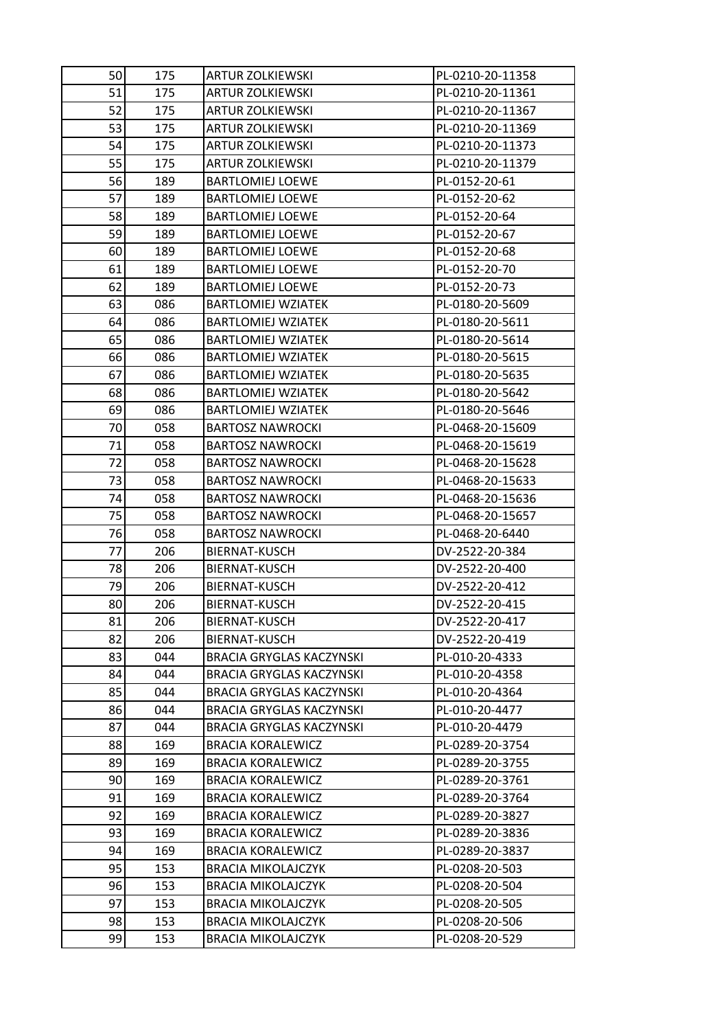| | | | |
|---|---|---|---|
| 50 | 175 | ARTUR ZOLKIEWSKI | PL-0210-20-11358 |
| 51 | 175 | ARTUR ZOLKIEWSKI | PL-0210-20-11361 |
| 52 | 175 | ARTUR ZOLKIEWSKI | PL-0210-20-11367 |
| 53 | 175 | ARTUR ZOLKIEWSKI | PL-0210-20-11369 |
| 54 | 175 | ARTUR ZOLKIEWSKI | PL-0210-20-11373 |
| 55 | 175 | ARTUR ZOLKIEWSKI | PL-0210-20-11379 |
| 56 | 189 | BARTLOMIEJ LOEWE | PL-0152-20-61 |
| 57 | 189 | BARTLOMIEJ LOEWE | PL-0152-20-62 |
| 58 | 189 | BARTLOMIEJ LOEWE | PL-0152-20-64 |
| 59 | 189 | BARTLOMIEJ LOEWE | PL-0152-20-67 |
| 60 | 189 | BARTLOMIEJ LOEWE | PL-0152-20-68 |
| 61 | 189 | BARTLOMIEJ LOEWE | PL-0152-20-70 |
| 62 | 189 | BARTLOMIEJ LOEWE | PL-0152-20-73 |
| 63 | 086 | BARTLOMIEJ WZIATEK | PL-0180-20-5609 |
| 64 | 086 | BARTLOMIEJ WZIATEK | PL-0180-20-5611 |
| 65 | 086 | BARTLOMIEJ WZIATEK | PL-0180-20-5614 |
| 66 | 086 | BARTLOMIEJ WZIATEK | PL-0180-20-5615 |
| 67 | 086 | BARTLOMIEJ WZIATEK | PL-0180-20-5635 |
| 68 | 086 | BARTLOMIEJ WZIATEK | PL-0180-20-5642 |
| 69 | 086 | BARTLOMIEJ WZIATEK | PL-0180-20-5646 |
| 70 | 058 | BARTOSZ NAWROCKI | PL-0468-20-15609 |
| 71 | 058 | BARTOSZ NAWROCKI | PL-0468-20-15619 |
| 72 | 058 | BARTOSZ NAWROCKI | PL-0468-20-15628 |
| 73 | 058 | BARTOSZ NAWROCKI | PL-0468-20-15633 |
| 74 | 058 | BARTOSZ NAWROCKI | PL-0468-20-15636 |
| 75 | 058 | BARTOSZ NAWROCKI | PL-0468-20-15657 |
| 76 | 058 | BARTOSZ NAWROCKI | PL-0468-20-6440 |
| 77 | 206 | BIERNAT-KUSCH | DV-2522-20-384 |
| 78 | 206 | BIERNAT-KUSCH | DV-2522-20-400 |
| 79 | 206 | BIERNAT-KUSCH | DV-2522-20-412 |
| 80 | 206 | BIERNAT-KUSCH | DV-2522-20-415 |
| 81 | 206 | BIERNAT-KUSCH | DV-2522-20-417 |
| 82 | 206 | BIERNAT-KUSCH | DV-2522-20-419 |
| 83 | 044 | BRACIA GRYGLAS KACZYNSKI | PL-010-20-4333 |
| 84 | 044 | BRACIA GRYGLAS KACZYNSKI | PL-010-20-4358 |
| 85 | 044 | BRACIA GRYGLAS KACZYNSKI | PL-010-20-4364 |
| 86 | 044 | BRACIA GRYGLAS KACZYNSKI | PL-010-20-4477 |
| 87 | 044 | BRACIA GRYGLAS KACZYNSKI | PL-010-20-4479 |
| 88 | 169 | BRACIA KORALEWICZ | PL-0289-20-3754 |
| 89 | 169 | BRACIA KORALEWICZ | PL-0289-20-3755 |
| 90 | 169 | BRACIA KORALEWICZ | PL-0289-20-3761 |
| 91 | 169 | BRACIA KORALEWICZ | PL-0289-20-3764 |
| 92 | 169 | BRACIA KORALEWICZ | PL-0289-20-3827 |
| 93 | 169 | BRACIA KORALEWICZ | PL-0289-20-3836 |
| 94 | 169 | BRACIA KORALEWICZ | PL-0289-20-3837 |
| 95 | 153 | BRACIA MIKOLAJCZYK | PL-0208-20-503 |
| 96 | 153 | BRACIA MIKOLAJCZYK | PL-0208-20-504 |
| 97 | 153 | BRACIA MIKOLAJCZYK | PL-0208-20-505 |
| 98 | 153 | BRACIA MIKOLAJCZYK | PL-0208-20-506 |
| 99 | 153 | BRACIA MIKOLAJCZYK | PL-0208-20-529 |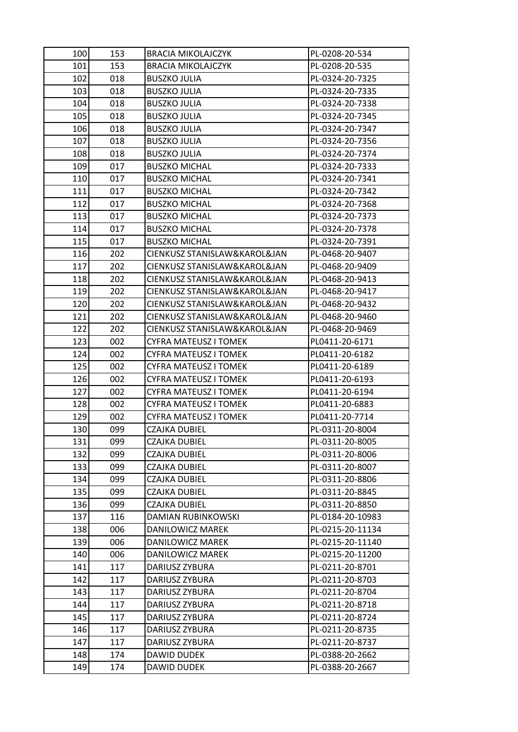| 100 | 153 | BRACIA MIKOLAJCZYK | PL-0208-20-534 |
|---|---|---|---|
| 101 | 153 | BRACIA MIKOLAJCZYK | PL-0208-20-535 |
| 102 | 018 | BUSZKO JULIA | PL-0324-20-7325 |
| 103 | 018 | BUSZKO JULIA | PL-0324-20-7335 |
| 104 | 018 | BUSZKO JULIA | PL-0324-20-7338 |
| 105 | 018 | BUSZKO JULIA | PL-0324-20-7345 |
| 106 | 018 | BUSZKO JULIA | PL-0324-20-7347 |
| 107 | 018 | BUSZKO JULIA | PL-0324-20-7356 |
| 108 | 018 | BUSZKO JULIA | PL-0324-20-7374 |
| 109 | 017 | BUSZKO MICHAL | PL-0324-20-7333 |
| 110 | 017 | BUSZKO MICHAL | PL-0324-20-7341 |
| 111 | 017 | BUSZKO MICHAL | PL-0324-20-7342 |
| 112 | 017 | BUSZKO MICHAL | PL-0324-20-7368 |
| 113 | 017 | BUSZKO MICHAL | PL-0324-20-7373 |
| 114 | 017 | BUSZKO MICHAL | PL-0324-20-7378 |
| 115 | 017 | BUSZKO MICHAL | PL-0324-20-7391 |
| 116 | 202 | CIENKUSZ STANISLAW&KAROL&JAN | PL-0468-20-9407 |
| 117 | 202 | CIENKUSZ STANISLAW&KAROL&JAN | PL-0468-20-9409 |
| 118 | 202 | CIENKUSZ STANISLAW&KAROL&JAN | PL-0468-20-9413 |
| 119 | 202 | CIENKUSZ STANISLAW&KAROL&JAN | PL-0468-20-9417 |
| 120 | 202 | CIENKUSZ STANISLAW&KAROL&JAN | PL-0468-20-9432 |
| 121 | 202 | CIENKUSZ STANISLAW&KAROL&JAN | PL-0468-20-9460 |
| 122 | 202 | CIENKUSZ STANISLAW&KAROL&JAN | PL-0468-20-9469 |
| 123 | 002 | CYFRA MATEUSZ I TOMEK | PL0411-20-6171 |
| 124 | 002 | CYFRA MATEUSZ I TOMEK | PL0411-20-6182 |
| 125 | 002 | CYFRA MATEUSZ I TOMEK | PL0411-20-6189 |
| 126 | 002 | CYFRA MATEUSZ I TOMEK | PL0411-20-6193 |
| 127 | 002 | CYFRA MATEUSZ I TOMEK | PL0411-20-6194 |
| 128 | 002 | CYFRA MATEUSZ I TOMEK | PL0411-20-6883 |
| 129 | 002 | CYFRA MATEUSZ I TOMEK | PL0411-20-7714 |
| 130 | 099 | CZAJKA DUBIEL | PL-0311-20-8004 |
| 131 | 099 | CZAJKA DUBIEL | PL-0311-20-8005 |
| 132 | 099 | CZAJKA DUBIEL | PL-0311-20-8006 |
| 133 | 099 | CZAJKA DUBIEL | PL-0311-20-8007 |
| 134 | 099 | CZAJKA DUBIEL | PL-0311-20-8806 |
| 135 | 099 | CZAJKA DUBIEL | PL-0311-20-8845 |
| 136 | 099 | CZAJKA DUBIEL | PL-0311-20-8850 |
| 137 | 116 | DAMIAN RUBINKOWSKI | PL-0184-20-10983 |
| 138 | 006 | DANILOWICZ MAREK | PL-0215-20-11134 |
| 139 | 006 | DANILOWICZ MAREK | PL-0215-20-11140 |
| 140 | 006 | DANILOWICZ MAREK | PL-0215-20-11200 |
| 141 | 117 | DARIUSZ ZYBURA | PL-0211-20-8701 |
| 142 | 117 | DARIUSZ ZYBURA | PL-0211-20-8703 |
| 143 | 117 | DARIUSZ ZYBURA | PL-0211-20-8704 |
| 144 | 117 | DARIUSZ ZYBURA | PL-0211-20-8718 |
| 145 | 117 | DARIUSZ ZYBURA | PL-0211-20-8724 |
| 146 | 117 | DARIUSZ ZYBURA | PL-0211-20-8735 |
| 147 | 117 | DARIUSZ ZYBURA | PL-0211-20-8737 |
| 148 | 174 | DAWID DUDEK | PL-0388-20-2662 |
| 149 | 174 | DAWID DUDEK | PL-0388-20-2667 |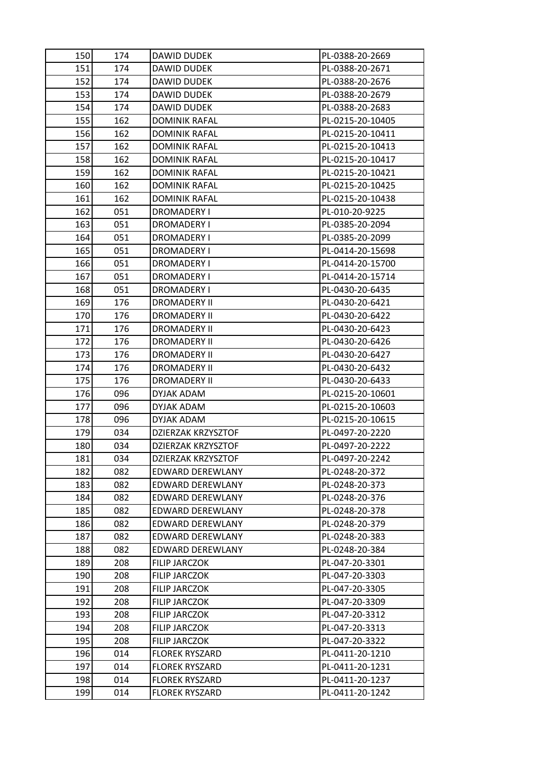| | | | |
|---|---|---|---|
| 150 | 174 | DAWID DUDEK | PL-0388-20-2669 |
| 151 | 174 | DAWID DUDEK | PL-0388-20-2671 |
| 152 | 174 | DAWID DUDEK | PL-0388-20-2676 |
| 153 | 174 | DAWID DUDEK | PL-0388-20-2679 |
| 154 | 174 | DAWID DUDEK | PL-0388-20-2683 |
| 155 | 162 | DOMINIK RAFAL | PL-0215-20-10405 |
| 156 | 162 | DOMINIK RAFAL | PL-0215-20-10411 |
| 157 | 162 | DOMINIK RAFAL | PL-0215-20-10413 |
| 158 | 162 | DOMINIK RAFAL | PL-0215-20-10417 |
| 159 | 162 | DOMINIK RAFAL | PL-0215-20-10421 |
| 160 | 162 | DOMINIK RAFAL | PL-0215-20-10425 |
| 161 | 162 | DOMINIK RAFAL | PL-0215-20-10438 |
| 162 | 051 | DROMADERY I | PL-010-20-9225 |
| 163 | 051 | DROMADERY I | PL-0385-20-2094 |
| 164 | 051 | DROMADERY I | PL-0385-20-2099 |
| 165 | 051 | DROMADERY I | PL-0414-20-15698 |
| 166 | 051 | DROMADERY I | PL-0414-20-15700 |
| 167 | 051 | DROMADERY I | PL-0414-20-15714 |
| 168 | 051 | DROMADERY I | PL-0430-20-6435 |
| 169 | 176 | DROMADERY II | PL-0430-20-6421 |
| 170 | 176 | DROMADERY II | PL-0430-20-6422 |
| 171 | 176 | DROMADERY II | PL-0430-20-6423 |
| 172 | 176 | DROMADERY II | PL-0430-20-6426 |
| 173 | 176 | DROMADERY II | PL-0430-20-6427 |
| 174 | 176 | DROMADERY II | PL-0430-20-6432 |
| 175 | 176 | DROMADERY II | PL-0430-20-6433 |
| 176 | 096 | DYJAK ADAM | PL-0215-20-10601 |
| 177 | 096 | DYJAK ADAM | PL-0215-20-10603 |
| 178 | 096 | DYJAK ADAM | PL-0215-20-10615 |
| 179 | 034 | DZIERZAK KRZYSZTOF | PL-0497-20-2220 |
| 180 | 034 | DZIERZAK KRZYSZTOF | PL-0497-20-2222 |
| 181 | 034 | DZIERZAK KRZYSZTOF | PL-0497-20-2242 |
| 182 | 082 | EDWARD DEREWLANY | PL-0248-20-372 |
| 183 | 082 | EDWARD DEREWLANY | PL-0248-20-373 |
| 184 | 082 | EDWARD DEREWLANY | PL-0248-20-376 |
| 185 | 082 | EDWARD DEREWLANY | PL-0248-20-378 |
| 186 | 082 | EDWARD DEREWLANY | PL-0248-20-379 |
| 187 | 082 | EDWARD DEREWLANY | PL-0248-20-383 |
| 188 | 082 | EDWARD DEREWLANY | PL-0248-20-384 |
| 189 | 208 | FILIP JARCZOK | PL-047-20-3301 |
| 190 | 208 | FILIP JARCZOK | PL-047-20-3303 |
| 191 | 208 | FILIP JARCZOK | PL-047-20-3305 |
| 192 | 208 | FILIP JARCZOK | PL-047-20-3309 |
| 193 | 208 | FILIP JARCZOK | PL-047-20-3312 |
| 194 | 208 | FILIP JARCZOK | PL-047-20-3313 |
| 195 | 208 | FILIP JARCZOK | PL-047-20-3322 |
| 196 | 014 | FLOREK RYSZARD | PL-0411-20-1210 |
| 197 | 014 | FLOREK RYSZARD | PL-0411-20-1231 |
| 198 | 014 | FLOREK RYSZARD | PL-0411-20-1237 |
| 199 | 014 | FLOREK RYSZARD | PL-0411-20-1242 |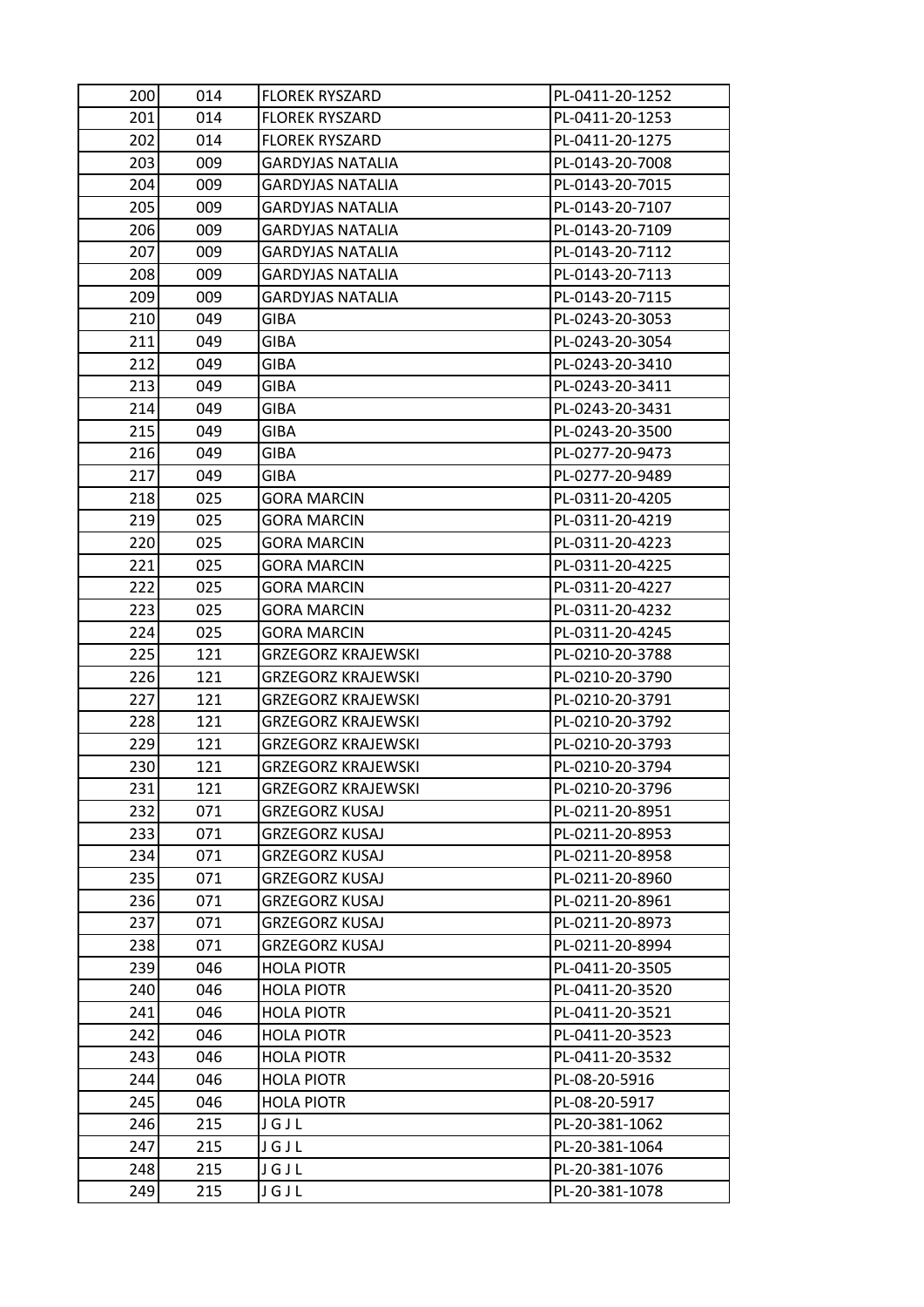| | | | |
|---|---|---|---|
| 200 | 014 | FLOREK RYSZARD | PL-0411-20-1252 |
| 201 | 014 | FLOREK RYSZARD | PL-0411-20-1253 |
| 202 | 014 | FLOREK RYSZARD | PL-0411-20-1275 |
| 203 | 009 | GARDYJAS NATALIA | PL-0143-20-7008 |
| 204 | 009 | GARDYJAS NATALIA | PL-0143-20-7015 |
| 205 | 009 | GARDYJAS NATALIA | PL-0143-20-7107 |
| 206 | 009 | GARDYJAS NATALIA | PL-0143-20-7109 |
| 207 | 009 | GARDYJAS NATALIA | PL-0143-20-7112 |
| 208 | 009 | GARDYJAS NATALIA | PL-0143-20-7113 |
| 209 | 009 | GARDYJAS NATALIA | PL-0143-20-7115 |
| 210 | 049 | GIBA | PL-0243-20-3053 |
| 211 | 049 | GIBA | PL-0243-20-3054 |
| 212 | 049 | GIBA | PL-0243-20-3410 |
| 213 | 049 | GIBA | PL-0243-20-3411 |
| 214 | 049 | GIBA | PL-0243-20-3431 |
| 215 | 049 | GIBA | PL-0243-20-3500 |
| 216 | 049 | GIBA | PL-0277-20-9473 |
| 217 | 049 | GIBA | PL-0277-20-9489 |
| 218 | 025 | GORA MARCIN | PL-0311-20-4205 |
| 219 | 025 | GORA MARCIN | PL-0311-20-4219 |
| 220 | 025 | GORA MARCIN | PL-0311-20-4223 |
| 221 | 025 | GORA MARCIN | PL-0311-20-4225 |
| 222 | 025 | GORA MARCIN | PL-0311-20-4227 |
| 223 | 025 | GORA MARCIN | PL-0311-20-4232 |
| 224 | 025 | GORA MARCIN | PL-0311-20-4245 |
| 225 | 121 | GRZEGORZ KRAJEWSKI | PL-0210-20-3788 |
| 226 | 121 | GRZEGORZ KRAJEWSKI | PL-0210-20-3790 |
| 227 | 121 | GRZEGORZ KRAJEWSKI | PL-0210-20-3791 |
| 228 | 121 | GRZEGORZ KRAJEWSKI | PL-0210-20-3792 |
| 229 | 121 | GRZEGORZ KRAJEWSKI | PL-0210-20-3793 |
| 230 | 121 | GRZEGORZ KRAJEWSKI | PL-0210-20-3794 |
| 231 | 121 | GRZEGORZ KRAJEWSKI | PL-0210-20-3796 |
| 232 | 071 | GRZEGORZ KUSAJ | PL-0211-20-8951 |
| 233 | 071 | GRZEGORZ KUSAJ | PL-0211-20-8953 |
| 234 | 071 | GRZEGORZ KUSAJ | PL-0211-20-8958 |
| 235 | 071 | GRZEGORZ KUSAJ | PL-0211-20-8960 |
| 236 | 071 | GRZEGORZ KUSAJ | PL-0211-20-8961 |
| 237 | 071 | GRZEGORZ KUSAJ | PL-0211-20-8973 |
| 238 | 071 | GRZEGORZ KUSAJ | PL-0211-20-8994 |
| 239 | 046 | HOLA PIOTR | PL-0411-20-3505 |
| 240 | 046 | HOLA PIOTR | PL-0411-20-3520 |
| 241 | 046 | HOLA PIOTR | PL-0411-20-3521 |
| 242 | 046 | HOLA PIOTR | PL-0411-20-3523 |
| 243 | 046 | HOLA PIOTR | PL-0411-20-3532 |
| 244 | 046 | HOLA PIOTR | PL-08-20-5916 |
| 245 | 046 | HOLA PIOTR | PL-08-20-5917 |
| 246 | 215 | J G J L | PL-20-381-1062 |
| 247 | 215 | J G J L | PL-20-381-1064 |
| 248 | 215 | J G J L | PL-20-381-1076 |
| 249 | 215 | J G J L | PL-20-381-1078 |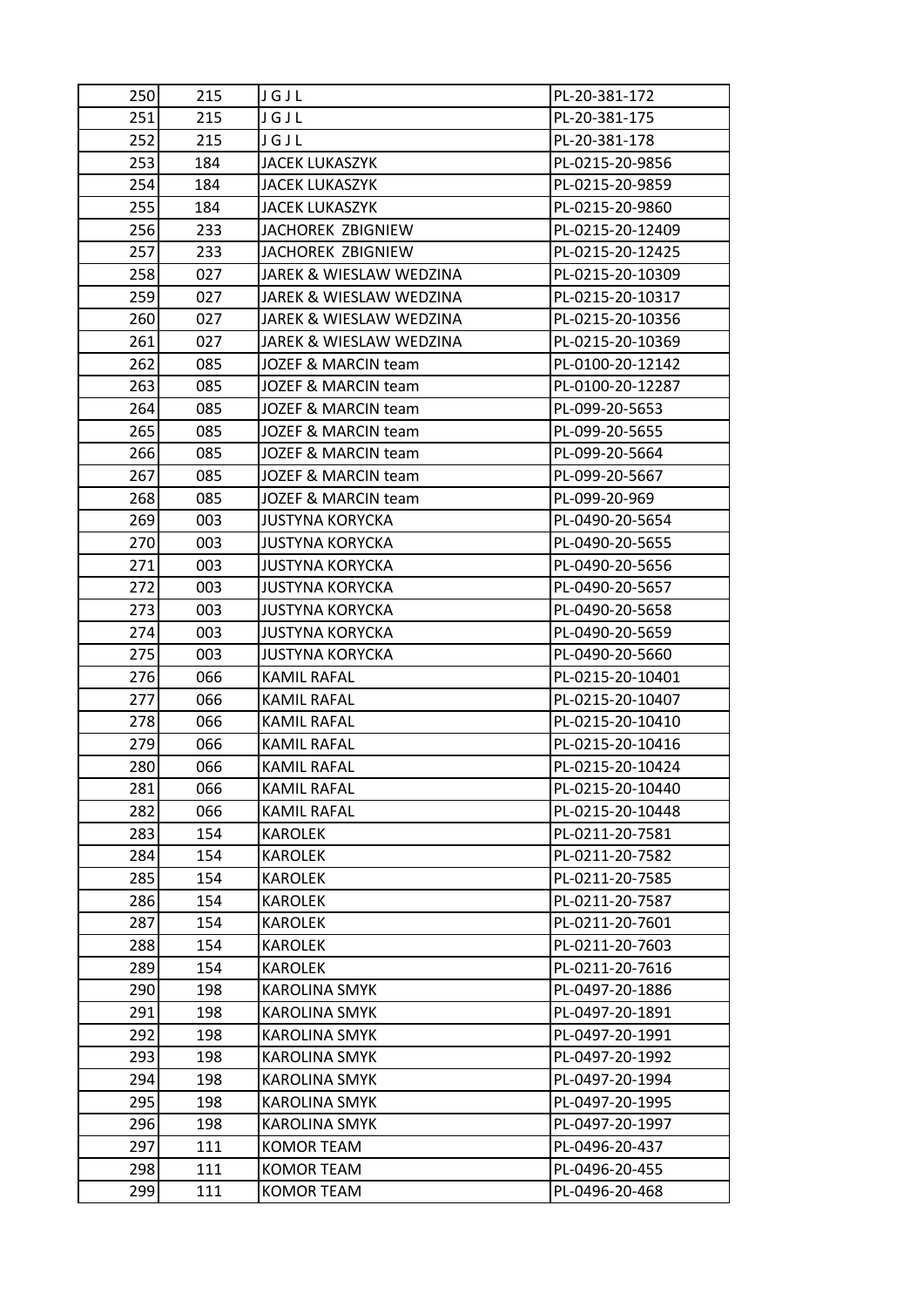| 250 | 215 | J G J L | PL-20-381-172 |
|---|---|---|---|
| 251 | 215 | J G J L | PL-20-381-175 |
| 252 | 215 | J G J L | PL-20-381-178 |
| 253 | 184 | JACEK LUKASZYK | PL-0215-20-9856 |
| 254 | 184 | JACEK LUKASZYK | PL-0215-20-9859 |
| 255 | 184 | JACEK LUKASZYK | PL-0215-20-9860 |
| 256 | 233 | JACHOREK ZBIGNIEW | PL-0215-20-12409 |
| 257 | 233 | JACHOREK ZBIGNIEW | PL-0215-20-12425 |
| 258 | 027 | JAREK & WIESLAW WEDZINA | PL-0215-20-10309 |
| 259 | 027 | JAREK & WIESLAW WEDZINA | PL-0215-20-10317 |
| 260 | 027 | JAREK & WIESLAW WEDZINA | PL-0215-20-10356 |
| 261 | 027 | JAREK & WIESLAW WEDZINA | PL-0215-20-10369 |
| 262 | 085 | JOZEF & MARCIN team | PL-0100-20-12142 |
| 263 | 085 | JOZEF & MARCIN team | PL-0100-20-12287 |
| 264 | 085 | JOZEF & MARCIN team | PL-099-20-5653 |
| 265 | 085 | JOZEF & MARCIN team | PL-099-20-5655 |
| 266 | 085 | JOZEF & MARCIN team | PL-099-20-5664 |
| 267 | 085 | JOZEF & MARCIN team | PL-099-20-5667 |
| 268 | 085 | JOZEF & MARCIN team | PL-099-20-969 |
| 269 | 003 | JUSTYNA KORYCKA | PL-0490-20-5654 |
| 270 | 003 | JUSTYNA KORYCKA | PL-0490-20-5655 |
| 271 | 003 | JUSTYNA KORYCKA | PL-0490-20-5656 |
| 272 | 003 | JUSTYNA KORYCKA | PL-0490-20-5657 |
| 273 | 003 | JUSTYNA KORYCKA | PL-0490-20-5658 |
| 274 | 003 | JUSTYNA KORYCKA | PL-0490-20-5659 |
| 275 | 003 | JUSTYNA KORYCKA | PL-0490-20-5660 |
| 276 | 066 | KAMIL RAFAL | PL-0215-20-10401 |
| 277 | 066 | KAMIL RAFAL | PL-0215-20-10407 |
| 278 | 066 | KAMIL RAFAL | PL-0215-20-10410 |
| 279 | 066 | KAMIL RAFAL | PL-0215-20-10416 |
| 280 | 066 | KAMIL RAFAL | PL-0215-20-10424 |
| 281 | 066 | KAMIL RAFAL | PL-0215-20-10440 |
| 282 | 066 | KAMIL RAFAL | PL-0215-20-10448 |
| 283 | 154 | KAROLEK | PL-0211-20-7581 |
| 284 | 154 | KAROLEK | PL-0211-20-7582 |
| 285 | 154 | KAROLEK | PL-0211-20-7585 |
| 286 | 154 | KAROLEK | PL-0211-20-7587 |
| 287 | 154 | KAROLEK | PL-0211-20-7601 |
| 288 | 154 | KAROLEK | PL-0211-20-7603 |
| 289 | 154 | KAROLEK | PL-0211-20-7616 |
| 290 | 198 | KAROLINA SMYK | PL-0497-20-1886 |
| 291 | 198 | KAROLINA SMYK | PL-0497-20-1891 |
| 292 | 198 | KAROLINA SMYK | PL-0497-20-1991 |
| 293 | 198 | KAROLINA SMYK | PL-0497-20-1992 |
| 294 | 198 | KAROLINA SMYK | PL-0497-20-1994 |
| 295 | 198 | KAROLINA SMYK | PL-0497-20-1995 |
| 296 | 198 | KAROLINA SMYK | PL-0497-20-1997 |
| 297 | 111 | KOMOR TEAM | PL-0496-20-437 |
| 298 | 111 | KOMOR TEAM | PL-0496-20-455 |
| 299 | 111 | KOMOR TEAM | PL-0496-20-468 |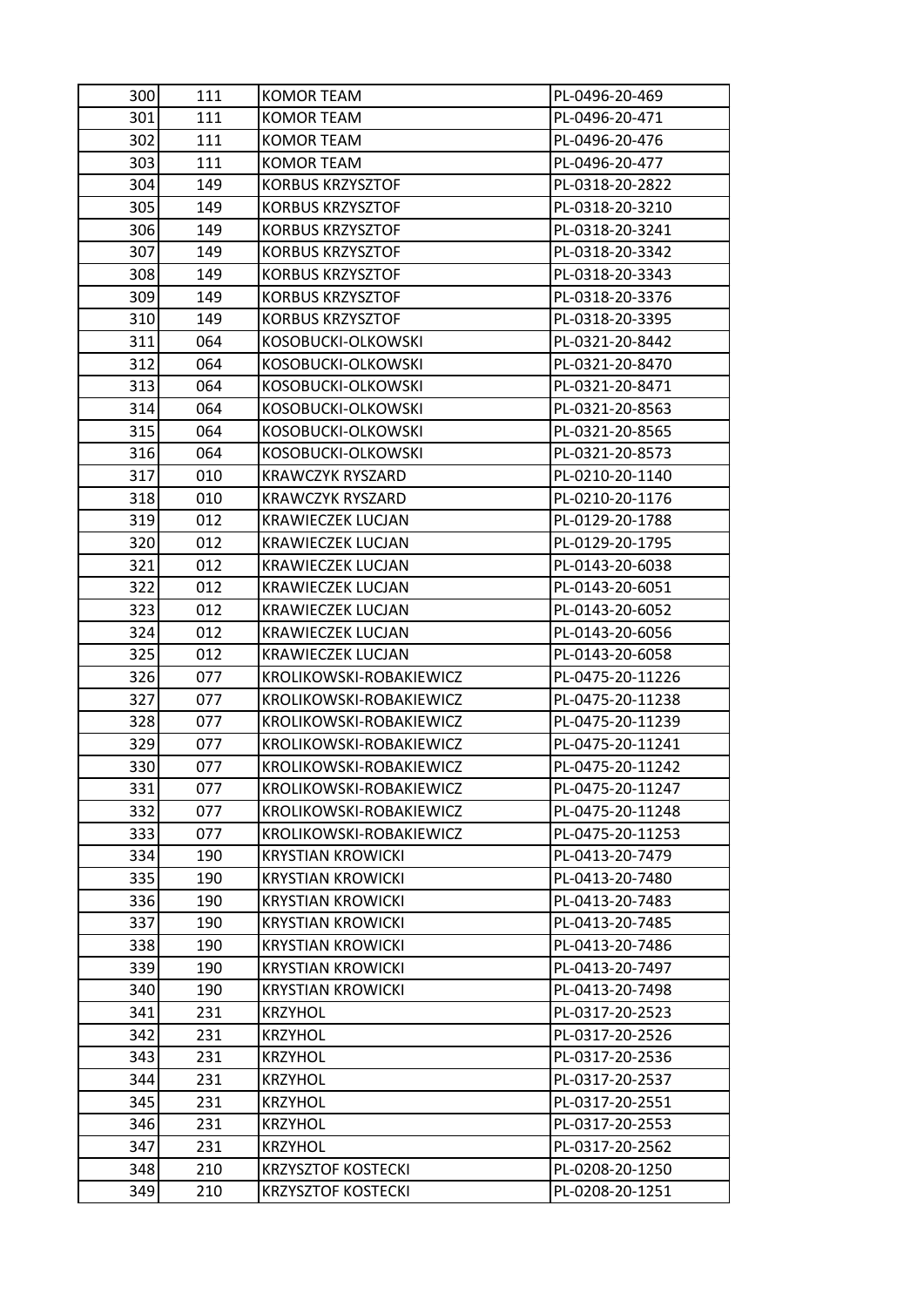| 300 | 111 | KOMOR TEAM | PL-0496-20-469 |
|---|---|---|---|
| 301 | 111 | KOMOR TEAM | PL-0496-20-471 |
| 302 | 111 | KOMOR TEAM | PL-0496-20-476 |
| 303 | 111 | KOMOR TEAM | PL-0496-20-477 |
| 304 | 149 | KORBUS KRZYSZTOF | PL-0318-20-2822 |
| 305 | 149 | KORBUS KRZYSZTOF | PL-0318-20-3210 |
| 306 | 149 | KORBUS KRZYSZTOF | PL-0318-20-3241 |
| 307 | 149 | KORBUS KRZYSZTOF | PL-0318-20-3342 |
| 308 | 149 | KORBUS KRZYSZTOF | PL-0318-20-3343 |
| 309 | 149 | KORBUS KRZYSZTOF | PL-0318-20-3376 |
| 310 | 149 | KORBUS KRZYSZTOF | PL-0318-20-3395 |
| 311 | 064 | KOSOBUCKI-OLKOWSKI | PL-0321-20-8442 |
| 312 | 064 | KOSOBUCKI-OLKOWSKI | PL-0321-20-8470 |
| 313 | 064 | KOSOBUCKI-OLKOWSKI | PL-0321-20-8471 |
| 314 | 064 | KOSOBUCKI-OLKOWSKI | PL-0321-20-8563 |
| 315 | 064 | KOSOBUCKI-OLKOWSKI | PL-0321-20-8565 |
| 316 | 064 | KOSOBUCKI-OLKOWSKI | PL-0321-20-8573 |
| 317 | 010 | KRAWCZYK RYSZARD | PL-0210-20-1140 |
| 318 | 010 | KRAWCZYK RYSZARD | PL-0210-20-1176 |
| 319 | 012 | KRAWIECZEK LUCJAN | PL-0129-20-1788 |
| 320 | 012 | KRAWIECZEK LUCJAN | PL-0129-20-1795 |
| 321 | 012 | KRAWIECZEK LUCJAN | PL-0143-20-6038 |
| 322 | 012 | KRAWIECZEK LUCJAN | PL-0143-20-6051 |
| 323 | 012 | KRAWIECZEK LUCJAN | PL-0143-20-6052 |
| 324 | 012 | KRAWIECZEK LUCJAN | PL-0143-20-6056 |
| 325 | 012 | KRAWIECZEK LUCJAN | PL-0143-20-6058 |
| 326 | 077 | KROLIKOWSKI-ROBAKIEWICZ | PL-0475-20-11226 |
| 327 | 077 | KROLIKOWSKI-ROBAKIEWICZ | PL-0475-20-11238 |
| 328 | 077 | KROLIKOWSKI-ROBAKIEWICZ | PL-0475-20-11239 |
| 329 | 077 | KROLIKOWSKI-ROBAKIEWICZ | PL-0475-20-11241 |
| 330 | 077 | KROLIKOWSKI-ROBAKIEWICZ | PL-0475-20-11242 |
| 331 | 077 | KROLIKOWSKI-ROBAKIEWICZ | PL-0475-20-11247 |
| 332 | 077 | KROLIKOWSKI-ROBAKIEWICZ | PL-0475-20-11248 |
| 333 | 077 | KROLIKOWSKI-ROBAKIEWICZ | PL-0475-20-11253 |
| 334 | 190 | KRYSTIAN KROWICKI | PL-0413-20-7479 |
| 335 | 190 | KRYSTIAN KROWICKI | PL-0413-20-7480 |
| 336 | 190 | KRYSTIAN KROWICKI | PL-0413-20-7483 |
| 337 | 190 | KRYSTIAN KROWICKI | PL-0413-20-7485 |
| 338 | 190 | KRYSTIAN KROWICKI | PL-0413-20-7486 |
| 339 | 190 | KRYSTIAN KROWICKI | PL-0413-20-7497 |
| 340 | 190 | KRYSTIAN KROWICKI | PL-0413-20-7498 |
| 341 | 231 | KRZYHOL | PL-0317-20-2523 |
| 342 | 231 | KRZYHOL | PL-0317-20-2526 |
| 343 | 231 | KRZYHOL | PL-0317-20-2536 |
| 344 | 231 | KRZYHOL | PL-0317-20-2537 |
| 345 | 231 | KRZYHOL | PL-0317-20-2551 |
| 346 | 231 | KRZYHOL | PL-0317-20-2553 |
| 347 | 231 | KRZYHOL | PL-0317-20-2562 |
| 348 | 210 | KRZYSZTOF KOSTECKI | PL-0208-20-1250 |
| 349 | 210 | KRZYSZTOF KOSTECKI | PL-0208-20-1251 |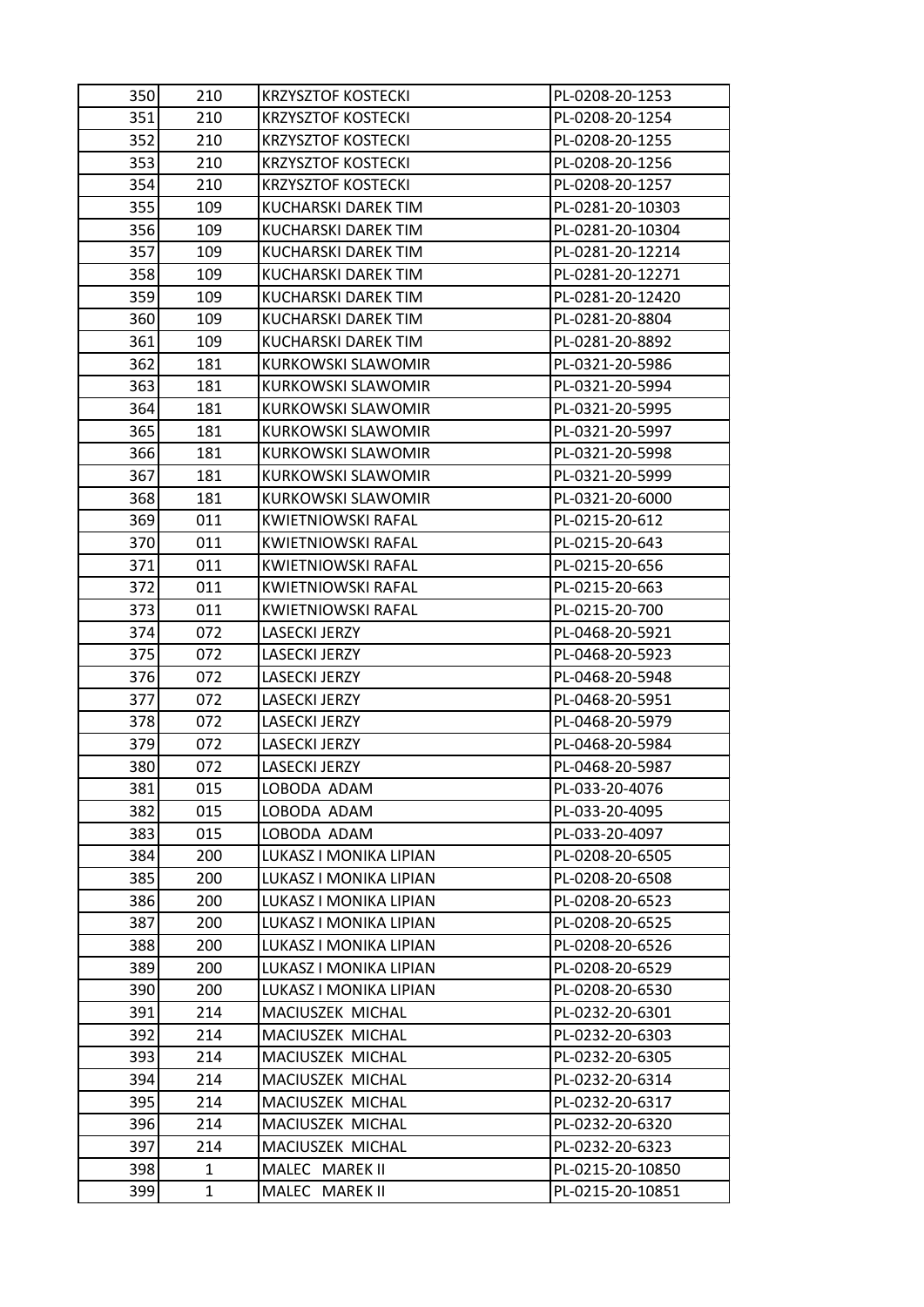| 350 | 210 | KRZYSZTOF KOSTECKI | PL-0208-20-1253 |
|---|---|---|---|
| 351 | 210 | KRZYSZTOF KOSTECKI | PL-0208-20-1254 |
| 352 | 210 | KRZYSZTOF KOSTECKI | PL-0208-20-1255 |
| 353 | 210 | KRZYSZTOF KOSTECKI | PL-0208-20-1256 |
| 354 | 210 | KRZYSZTOF KOSTECKI | PL-0208-20-1257 |
| 355 | 109 | KUCHARSKI DAREK TIM | PL-0281-20-10303 |
| 356 | 109 | KUCHARSKI DAREK TIM | PL-0281-20-10304 |
| 357 | 109 | KUCHARSKI DAREK TIM | PL-0281-20-12214 |
| 358 | 109 | KUCHARSKI DAREK TIM | PL-0281-20-12271 |
| 359 | 109 | KUCHARSKI DAREK TIM | PL-0281-20-12420 |
| 360 | 109 | KUCHARSKI DAREK TIM | PL-0281-20-8804 |
| 361 | 109 | KUCHARSKI DAREK TIM | PL-0281-20-8892 |
| 362 | 181 | KURKOWSKI SLAWOMIR | PL-0321-20-5986 |
| 363 | 181 | KURKOWSKI SLAWOMIR | PL-0321-20-5994 |
| 364 | 181 | KURKOWSKI SLAWOMIR | PL-0321-20-5995 |
| 365 | 181 | KURKOWSKI SLAWOMIR | PL-0321-20-5997 |
| 366 | 181 | KURKOWSKI SLAWOMIR | PL-0321-20-5998 |
| 367 | 181 | KURKOWSKI SLAWOMIR | PL-0321-20-5999 |
| 368 | 181 | KURKOWSKI SLAWOMIR | PL-0321-20-6000 |
| 369 | 011 | KWIETNIOWSKI RAFAL | PL-0215-20-612 |
| 370 | 011 | KWIETNIOWSKI RAFAL | PL-0215-20-643 |
| 371 | 011 | KWIETNIOWSKI RAFAL | PL-0215-20-656 |
| 372 | 011 | KWIETNIOWSKI RAFAL | PL-0215-20-663 |
| 373 | 011 | KWIETNIOWSKI RAFAL | PL-0215-20-700 |
| 374 | 072 | LASECKI JERZY | PL-0468-20-5921 |
| 375 | 072 | LASECKI JERZY | PL-0468-20-5923 |
| 376 | 072 | LASECKI JERZY | PL-0468-20-5948 |
| 377 | 072 | LASECKI JERZY | PL-0468-20-5951 |
| 378 | 072 | LASECKI JERZY | PL-0468-20-5979 |
| 379 | 072 | LASECKI JERZY | PL-0468-20-5984 |
| 380 | 072 | LASECKI JERZY | PL-0468-20-5987 |
| 381 | 015 | LOBODA ADAM | PL-033-20-4076 |
| 382 | 015 | LOBODA ADAM | PL-033-20-4095 |
| 383 | 015 | LOBODA ADAM | PL-033-20-4097 |
| 384 | 200 | LUKASZ I MONIKA LIPIAN | PL-0208-20-6505 |
| 385 | 200 | LUKASZ I MONIKA LIPIAN | PL-0208-20-6508 |
| 386 | 200 | LUKASZ I MONIKA LIPIAN | PL-0208-20-6523 |
| 387 | 200 | LUKASZ I MONIKA LIPIAN | PL-0208-20-6525 |
| 388 | 200 | LUKASZ I MONIKA LIPIAN | PL-0208-20-6526 |
| 389 | 200 | LUKASZ I MONIKA LIPIAN | PL-0208-20-6529 |
| 390 | 200 | LUKASZ I MONIKA LIPIAN | PL-0208-20-6530 |
| 391 | 214 | MACIUSZEK MICHAL | PL-0232-20-6301 |
| 392 | 214 | MACIUSZEK MICHAL | PL-0232-20-6303 |
| 393 | 214 | MACIUSZEK MICHAL | PL-0232-20-6305 |
| 394 | 214 | MACIUSZEK MICHAL | PL-0232-20-6314 |
| 395 | 214 | MACIUSZEK MICHAL | PL-0232-20-6317 |
| 396 | 214 | MACIUSZEK MICHAL | PL-0232-20-6320 |
| 397 | 214 | MACIUSZEK MICHAL | PL-0232-20-6323 |
| 398 | 1 | MALEC MAREK II | PL-0215-20-10850 |
| 399 | 1 | MALEC MAREK II | PL-0215-20-10851 |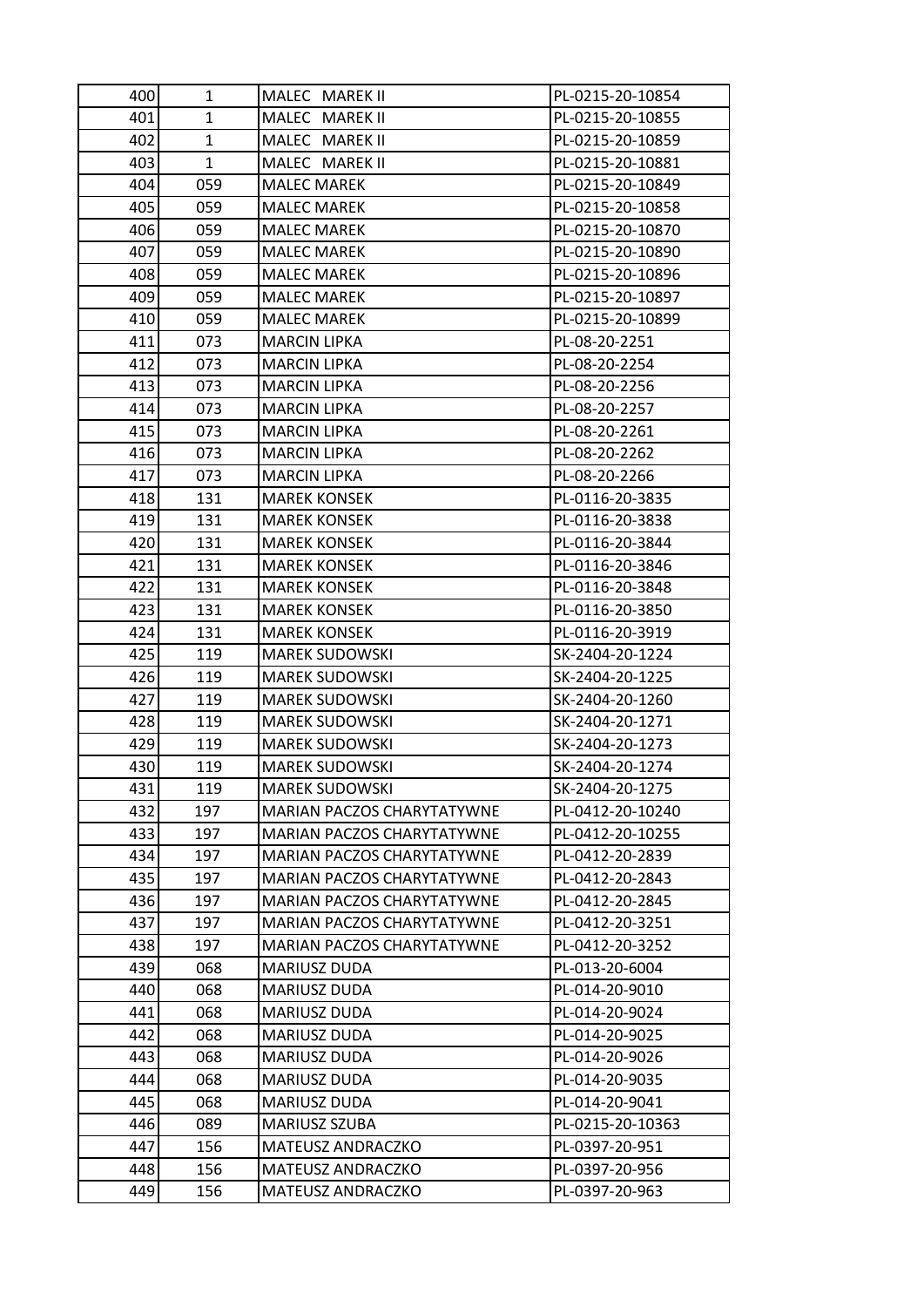| | | | |
|---|---|---|---|
| 400 | 1 | MALEC MAREK II | PL-0215-20-10854 |
| 401 | 1 | MALEC MAREK II | PL-0215-20-10855 |
| 402 | 1 | MALEC MAREK II | PL-0215-20-10859 |
| 403 | 1 | MALEC MAREK II | PL-0215-20-10881 |
| 404 | 059 | MALEC MAREK | PL-0215-20-10849 |
| 405 | 059 | MALEC MAREK | PL-0215-20-10858 |
| 406 | 059 | MALEC MAREK | PL-0215-20-10870 |
| 407 | 059 | MALEC MAREK | PL-0215-20-10890 |
| 408 | 059 | MALEC MAREK | PL-0215-20-10896 |
| 409 | 059 | MALEC MAREK | PL-0215-20-10897 |
| 410 | 059 | MALEC MAREK | PL-0215-20-10899 |
| 411 | 073 | MARCIN LIPKA | PL-08-20-2251 |
| 412 | 073 | MARCIN LIPKA | PL-08-20-2254 |
| 413 | 073 | MARCIN LIPKA | PL-08-20-2256 |
| 414 | 073 | MARCIN LIPKA | PL-08-20-2257 |
| 415 | 073 | MARCIN LIPKA | PL-08-20-2261 |
| 416 | 073 | MARCIN LIPKA | PL-08-20-2262 |
| 417 | 073 | MARCIN LIPKA | PL-08-20-2266 |
| 418 | 131 | MAREK KONSEK | PL-0116-20-3835 |
| 419 | 131 | MAREK KONSEK | PL-0116-20-3838 |
| 420 | 131 | MAREK KONSEK | PL-0116-20-3844 |
| 421 | 131 | MAREK KONSEK | PL-0116-20-3846 |
| 422 | 131 | MAREK KONSEK | PL-0116-20-3848 |
| 423 | 131 | MAREK KONSEK | PL-0116-20-3850 |
| 424 | 131 | MAREK KONSEK | PL-0116-20-3919 |
| 425 | 119 | MAREK SUDOWSKI | SK-2404-20-1224 |
| 426 | 119 | MAREK SUDOWSKI | SK-2404-20-1225 |
| 427 | 119 | MAREK SUDOWSKI | SK-2404-20-1260 |
| 428 | 119 | MAREK SUDOWSKI | SK-2404-20-1271 |
| 429 | 119 | MAREK SUDOWSKI | SK-2404-20-1273 |
| 430 | 119 | MAREK SUDOWSKI | SK-2404-20-1274 |
| 431 | 119 | MAREK SUDOWSKI | SK-2404-20-1275 |
| 432 | 197 | MARIAN PACZOS CHARYTATYWNE | PL-0412-20-10240 |
| 433 | 197 | MARIAN PACZOS CHARYTATYWNE | PL-0412-20-10255 |
| 434 | 197 | MARIAN PACZOS CHARYTATYWNE | PL-0412-20-2839 |
| 435 | 197 | MARIAN PACZOS CHARYTATYWNE | PL-0412-20-2843 |
| 436 | 197 | MARIAN PACZOS CHARYTATYWNE | PL-0412-20-2845 |
| 437 | 197 | MARIAN PACZOS CHARYTATYWNE | PL-0412-20-3251 |
| 438 | 197 | MARIAN PACZOS CHARYTATYWNE | PL-0412-20-3252 |
| 439 | 068 | MARIUSZ DUDA | PL-013-20-6004 |
| 440 | 068 | MARIUSZ DUDA | PL-014-20-9010 |
| 441 | 068 | MARIUSZ DUDA | PL-014-20-9024 |
| 442 | 068 | MARIUSZ DUDA | PL-014-20-9025 |
| 443 | 068 | MARIUSZ DUDA | PL-014-20-9026 |
| 444 | 068 | MARIUSZ DUDA | PL-014-20-9035 |
| 445 | 068 | MARIUSZ DUDA | PL-014-20-9041 |
| 446 | 089 | MARIUSZ SZUBA | PL-0215-20-10363 |
| 447 | 156 | MATEUSZ ANDRACZKO | PL-0397-20-951 |
| 448 | 156 | MATEUSZ ANDRACZKO | PL-0397-20-956 |
| 449 | 156 | MATEUSZ ANDRACZKO | PL-0397-20-963 |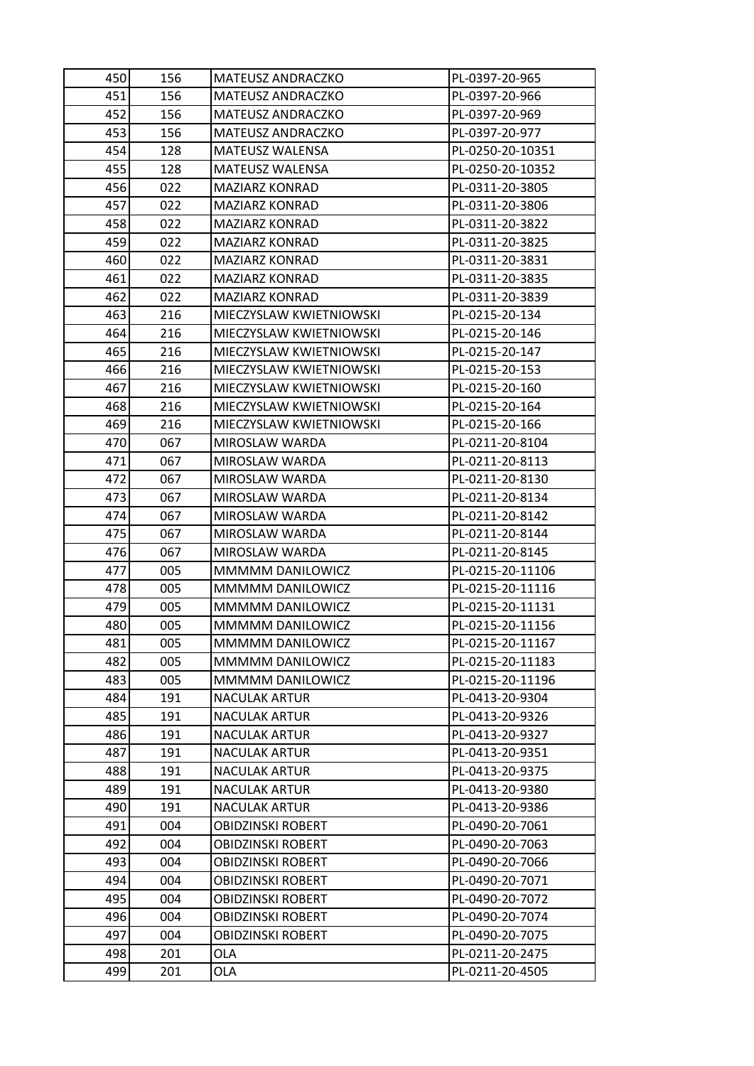| 450 | 156 | MATEUSZ ANDRACZKO | PL-0397-20-965 |
|---|---|---|---|
| 451 | 156 | MATEUSZ ANDRACZKO | PL-0397-20-966 |
| 452 | 156 | MATEUSZ ANDRACZKO | PL-0397-20-969 |
| 453 | 156 | MATEUSZ ANDRACZKO | PL-0397-20-977 |
| 454 | 128 | MATEUSZ WALENSA | PL-0250-20-10351 |
| 455 | 128 | MATEUSZ WALENSA | PL-0250-20-10352 |
| 456 | 022 | MAZIARZ KONRAD | PL-0311-20-3805 |
| 457 | 022 | MAZIARZ KONRAD | PL-0311-20-3806 |
| 458 | 022 | MAZIARZ KONRAD | PL-0311-20-3822 |
| 459 | 022 | MAZIARZ KONRAD | PL-0311-20-3825 |
| 460 | 022 | MAZIARZ KONRAD | PL-0311-20-3831 |
| 461 | 022 | MAZIARZ KONRAD | PL-0311-20-3835 |
| 462 | 022 | MAZIARZ KONRAD | PL-0311-20-3839 |
| 463 | 216 | MIECZYSLAW KWIETNIOWSKI | PL-0215-20-134 |
| 464 | 216 | MIECZYSLAW KWIETNIOWSKI | PL-0215-20-146 |
| 465 | 216 | MIECZYSLAW KWIETNIOWSKI | PL-0215-20-147 |
| 466 | 216 | MIECZYSLAW KWIETNIOWSKI | PL-0215-20-153 |
| 467 | 216 | MIECZYSLAW KWIETNIOWSKI | PL-0215-20-160 |
| 468 | 216 | MIECZYSLAW KWIETNIOWSKI | PL-0215-20-164 |
| 469 | 216 | MIECZYSLAW KWIETNIOWSKI | PL-0215-20-166 |
| 470 | 067 | MIROSLAW WARDA | PL-0211-20-8104 |
| 471 | 067 | MIROSLAW WARDA | PL-0211-20-8113 |
| 472 | 067 | MIROSLAW WARDA | PL-0211-20-8130 |
| 473 | 067 | MIROSLAW WARDA | PL-0211-20-8134 |
| 474 | 067 | MIROSLAW WARDA | PL-0211-20-8142 |
| 475 | 067 | MIROSLAW WARDA | PL-0211-20-8144 |
| 476 | 067 | MIROSLAW WARDA | PL-0211-20-8145 |
| 477 | 005 | MMMMM DANILOWICZ | PL-0215-20-11106 |
| 478 | 005 | MMMMM DANILOWICZ | PL-0215-20-11116 |
| 479 | 005 | MMMMM DANILOWICZ | PL-0215-20-11131 |
| 480 | 005 | MMMMM DANILOWICZ | PL-0215-20-11156 |
| 481 | 005 | MMMMM DANILOWICZ | PL-0215-20-11167 |
| 482 | 005 | MMMMM DANILOWICZ | PL-0215-20-11183 |
| 483 | 005 | MMMMM DANILOWICZ | PL-0215-20-11196 |
| 484 | 191 | NACULAK ARTUR | PL-0413-20-9304 |
| 485 | 191 | NACULAK ARTUR | PL-0413-20-9326 |
| 486 | 191 | NACULAK ARTUR | PL-0413-20-9327 |
| 487 | 191 | NACULAK ARTUR | PL-0413-20-9351 |
| 488 | 191 | NACULAK ARTUR | PL-0413-20-9375 |
| 489 | 191 | NACULAK ARTUR | PL-0413-20-9380 |
| 490 | 191 | NACULAK ARTUR | PL-0413-20-9386 |
| 491 | 004 | OBIDZINSKI ROBERT | PL-0490-20-7061 |
| 492 | 004 | OBIDZINSKI ROBERT | PL-0490-20-7063 |
| 493 | 004 | OBIDZINSKI ROBERT | PL-0490-20-7066 |
| 494 | 004 | OBIDZINSKI ROBERT | PL-0490-20-7071 |
| 495 | 004 | OBIDZINSKI ROBERT | PL-0490-20-7072 |
| 496 | 004 | OBIDZINSKI ROBERT | PL-0490-20-7074 |
| 497 | 004 | OBIDZINSKI ROBERT | PL-0490-20-7075 |
| 498 | 201 | OLA | PL-0211-20-2475 |
| 499 | 201 | OLA | PL-0211-20-4505 |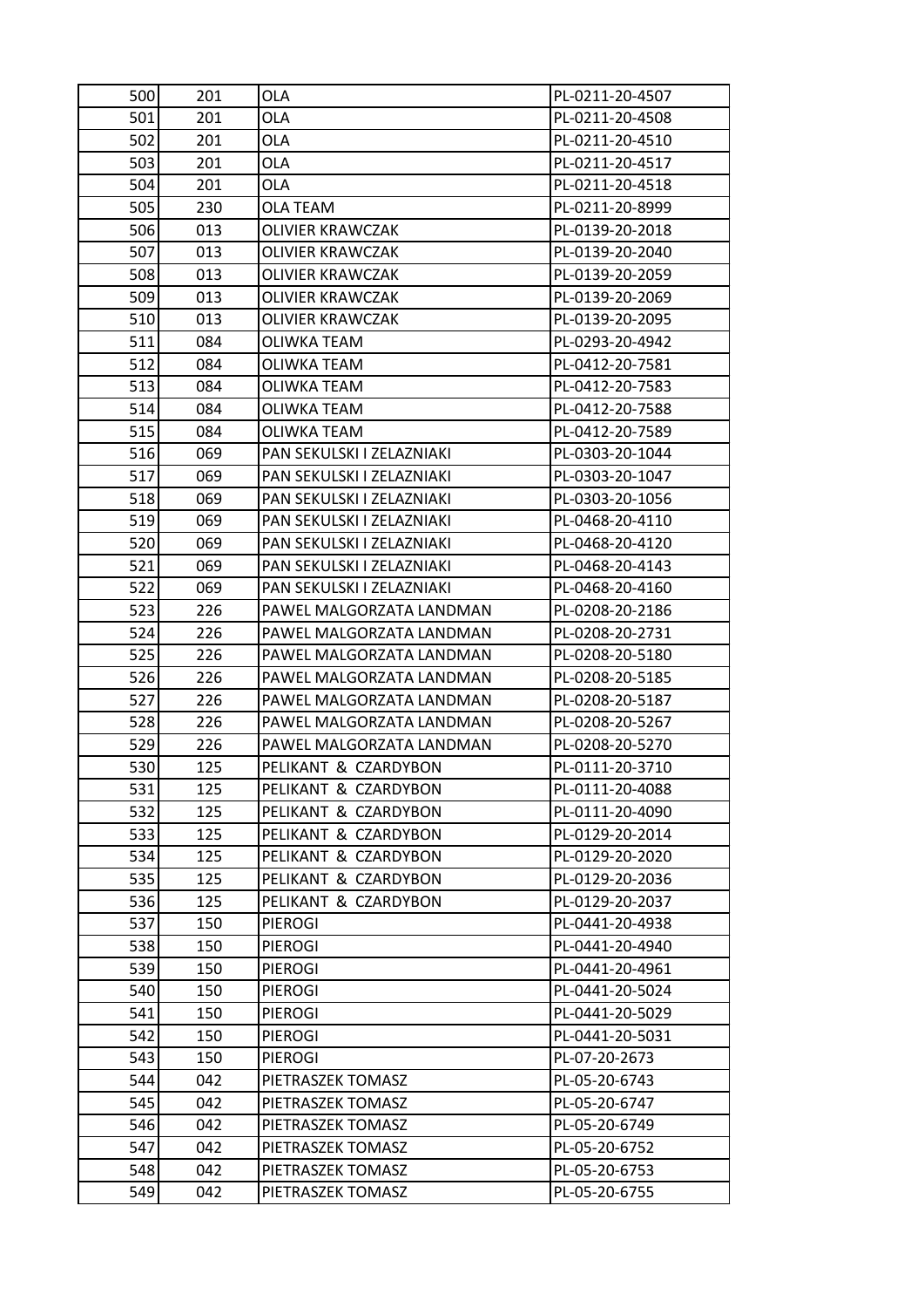| | | | |
|---|---|---|---|
| 500 | 201 | OLA | PL-0211-20-4507 |
| 501 | 201 | OLA | PL-0211-20-4508 |
| 502 | 201 | OLA | PL-0211-20-4510 |
| 503 | 201 | OLA | PL-0211-20-4517 |
| 504 | 201 | OLA | PL-0211-20-4518 |
| 505 | 230 | OLA TEAM | PL-0211-20-8999 |
| 506 | 013 | OLIVIER KRAWCZAK | PL-0139-20-2018 |
| 507 | 013 | OLIVIER KRAWCZAK | PL-0139-20-2040 |
| 508 | 013 | OLIVIER KRAWCZAK | PL-0139-20-2059 |
| 509 | 013 | OLIVIER KRAWCZAK | PL-0139-20-2069 |
| 510 | 013 | OLIVIER KRAWCZAK | PL-0139-20-2095 |
| 511 | 084 | OLIWKA TEAM | PL-0293-20-4942 |
| 512 | 084 | OLIWKA TEAM | PL-0412-20-7581 |
| 513 | 084 | OLIWKA TEAM | PL-0412-20-7583 |
| 514 | 084 | OLIWKA TEAM | PL-0412-20-7588 |
| 515 | 084 | OLIWKA TEAM | PL-0412-20-7589 |
| 516 | 069 | PAN SEKULSKI I ZELAZNIAKI | PL-0303-20-1044 |
| 517 | 069 | PAN SEKULSKI I ZELAZNIAKI | PL-0303-20-1047 |
| 518 | 069 | PAN SEKULSKI I ZELAZNIAKI | PL-0303-20-1056 |
| 519 | 069 | PAN SEKULSKI I ZELAZNIAKI | PL-0468-20-4110 |
| 520 | 069 | PAN SEKULSKI I ZELAZNIAKI | PL-0468-20-4120 |
| 521 | 069 | PAN SEKULSKI I ZELAZNIAKI | PL-0468-20-4143 |
| 522 | 069 | PAN SEKULSKI I ZELAZNIAKI | PL-0468-20-4160 |
| 523 | 226 | PAWEL MALGORZATA LANDMAN | PL-0208-20-2186 |
| 524 | 226 | PAWEL MALGORZATA LANDMAN | PL-0208-20-2731 |
| 525 | 226 | PAWEL MALGORZATA LANDMAN | PL-0208-20-5180 |
| 526 | 226 | PAWEL MALGORZATA LANDMAN | PL-0208-20-5185 |
| 527 | 226 | PAWEL MALGORZATA LANDMAN | PL-0208-20-5187 |
| 528 | 226 | PAWEL MALGORZATA LANDMAN | PL-0208-20-5267 |
| 529 | 226 | PAWEL MALGORZATA LANDMAN | PL-0208-20-5270 |
| 530 | 125 | PELIKANT & CZARDYBON | PL-0111-20-3710 |
| 531 | 125 | PELIKANT & CZARDYBON | PL-0111-20-4088 |
| 532 | 125 | PELIKANT & CZARDYBON | PL-0111-20-4090 |
| 533 | 125 | PELIKANT & CZARDYBON | PL-0129-20-2014 |
| 534 | 125 | PELIKANT & CZARDYBON | PL-0129-20-2020 |
| 535 | 125 | PELIKANT & CZARDYBON | PL-0129-20-2036 |
| 536 | 125 | PELIKANT & CZARDYBON | PL-0129-20-2037 |
| 537 | 150 | PIEROGI | PL-0441-20-4938 |
| 538 | 150 | PIEROGI | PL-0441-20-4940 |
| 539 | 150 | PIEROGI | PL-0441-20-4961 |
| 540 | 150 | PIEROGI | PL-0441-20-5024 |
| 541 | 150 | PIEROGI | PL-0441-20-5029 |
| 542 | 150 | PIEROGI | PL-0441-20-5031 |
| 543 | 150 | PIEROGI | PL-07-20-2673 |
| 544 | 042 | PIETRASZEK TOMASZ | PL-05-20-6743 |
| 545 | 042 | PIETRASZEK TOMASZ | PL-05-20-6747 |
| 546 | 042 | PIETRASZEK TOMASZ | PL-05-20-6749 |
| 547 | 042 | PIETRASZEK TOMASZ | PL-05-20-6752 |
| 548 | 042 | PIETRASZEK TOMASZ | PL-05-20-6753 |
| 549 | 042 | PIETRASZEK TOMASZ | PL-05-20-6755 |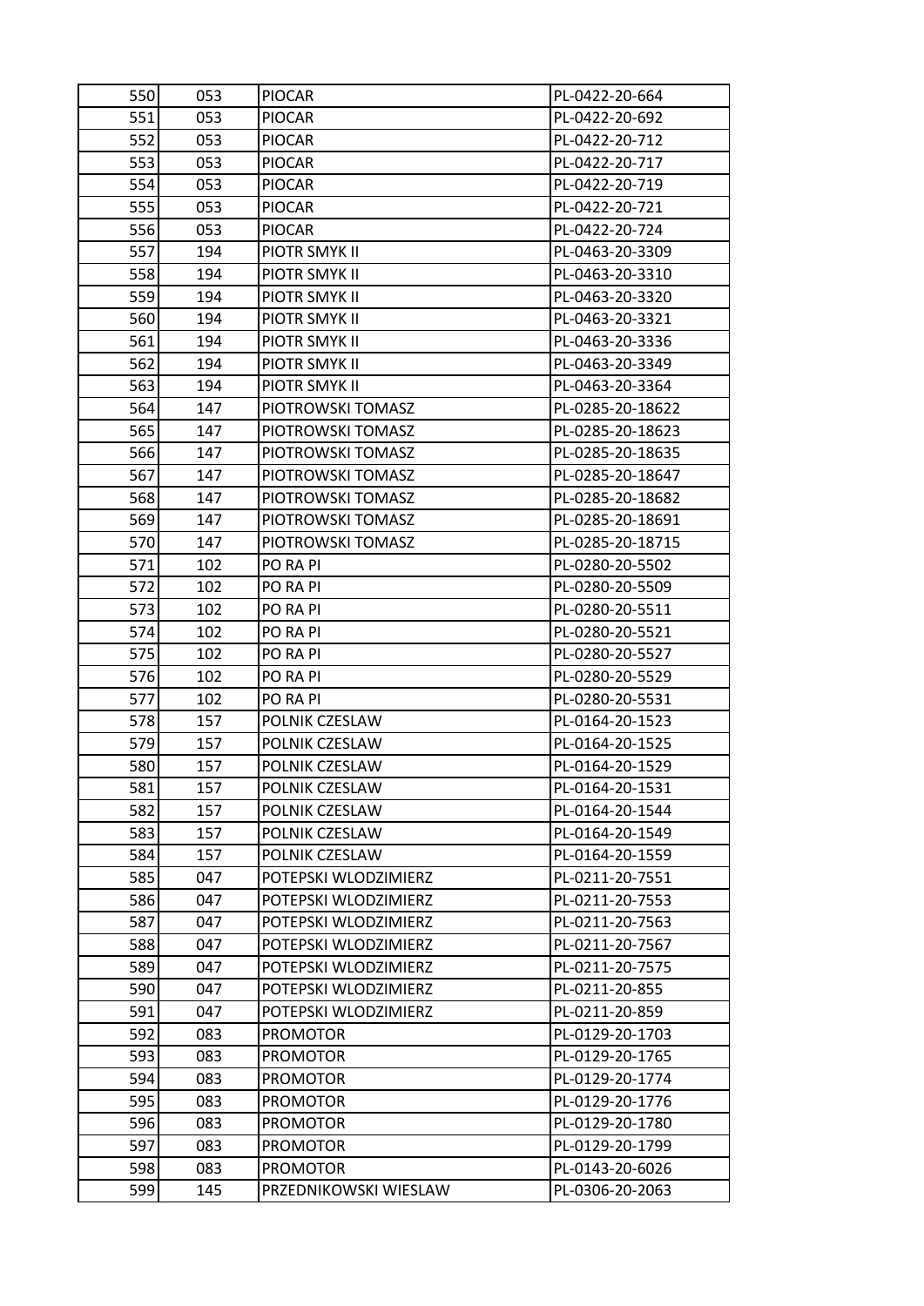| | | | |
|---|---|---|---|
| 550 | 053 | PIOCAR | PL-0422-20-664 |
| 551 | 053 | PIOCAR | PL-0422-20-692 |
| 552 | 053 | PIOCAR | PL-0422-20-712 |
| 553 | 053 | PIOCAR | PL-0422-20-717 |
| 554 | 053 | PIOCAR | PL-0422-20-719 |
| 555 | 053 | PIOCAR | PL-0422-20-721 |
| 556 | 053 | PIOCAR | PL-0422-20-724 |
| 557 | 194 | PIOTR SMYK II | PL-0463-20-3309 |
| 558 | 194 | PIOTR SMYK II | PL-0463-20-3310 |
| 559 | 194 | PIOTR SMYK II | PL-0463-20-3320 |
| 560 | 194 | PIOTR SMYK II | PL-0463-20-3321 |
| 561 | 194 | PIOTR SMYK II | PL-0463-20-3336 |
| 562 | 194 | PIOTR SMYK II | PL-0463-20-3349 |
| 563 | 194 | PIOTR SMYK II | PL-0463-20-3364 |
| 564 | 147 | PIOTROWSKI TOMASZ | PL-0285-20-18622 |
| 565 | 147 | PIOTROWSKI TOMASZ | PL-0285-20-18623 |
| 566 | 147 | PIOTROWSKI TOMASZ | PL-0285-20-18635 |
| 567 | 147 | PIOTROWSKI TOMASZ | PL-0285-20-18647 |
| 568 | 147 | PIOTROWSKI TOMASZ | PL-0285-20-18682 |
| 569 | 147 | PIOTROWSKI TOMASZ | PL-0285-20-18691 |
| 570 | 147 | PIOTROWSKI TOMASZ | PL-0285-20-18715 |
| 571 | 102 | PO RA PI | PL-0280-20-5502 |
| 572 | 102 | PO RA PI | PL-0280-20-5509 |
| 573 | 102 | PO RA PI | PL-0280-20-5511 |
| 574 | 102 | PO RA PI | PL-0280-20-5521 |
| 575 | 102 | PO RA PI | PL-0280-20-5527 |
| 576 | 102 | PO RA PI | PL-0280-20-5529 |
| 577 | 102 | PO RA PI | PL-0280-20-5531 |
| 578 | 157 | POLNIK CZESLAW | PL-0164-20-1523 |
| 579 | 157 | POLNIK CZESLAW | PL-0164-20-1525 |
| 580 | 157 | POLNIK CZESLAW | PL-0164-20-1529 |
| 581 | 157 | POLNIK CZESLAW | PL-0164-20-1531 |
| 582 | 157 | POLNIK CZESLAW | PL-0164-20-1544 |
| 583 | 157 | POLNIK CZESLAW | PL-0164-20-1549 |
| 584 | 157 | POLNIK CZESLAW | PL-0164-20-1559 |
| 585 | 047 | POTEPSKI WLODZIMIERZ | PL-0211-20-7551 |
| 586 | 047 | POTEPSKI WLODZIMIERZ | PL-0211-20-7553 |
| 587 | 047 | POTEPSKI WLODZIMIERZ | PL-0211-20-7563 |
| 588 | 047 | POTEPSKI WLODZIMIERZ | PL-0211-20-7567 |
| 589 | 047 | POTEPSKI WLODZIMIERZ | PL-0211-20-7575 |
| 590 | 047 | POTEPSKI WLODZIMIERZ | PL-0211-20-855 |
| 591 | 047 | POTEPSKI WLODZIMIERZ | PL-0211-20-859 |
| 592 | 083 | PROMOTOR | PL-0129-20-1703 |
| 593 | 083 | PROMOTOR | PL-0129-20-1765 |
| 594 | 083 | PROMOTOR | PL-0129-20-1774 |
| 595 | 083 | PROMOTOR | PL-0129-20-1776 |
| 596 | 083 | PROMOTOR | PL-0129-20-1780 |
| 597 | 083 | PROMOTOR | PL-0129-20-1799 |
| 598 | 083 | PROMOTOR | PL-0143-20-6026 |
| 599 | 145 | PRZEDNIKOWSKI WIESLAW | PL-0306-20-2063 |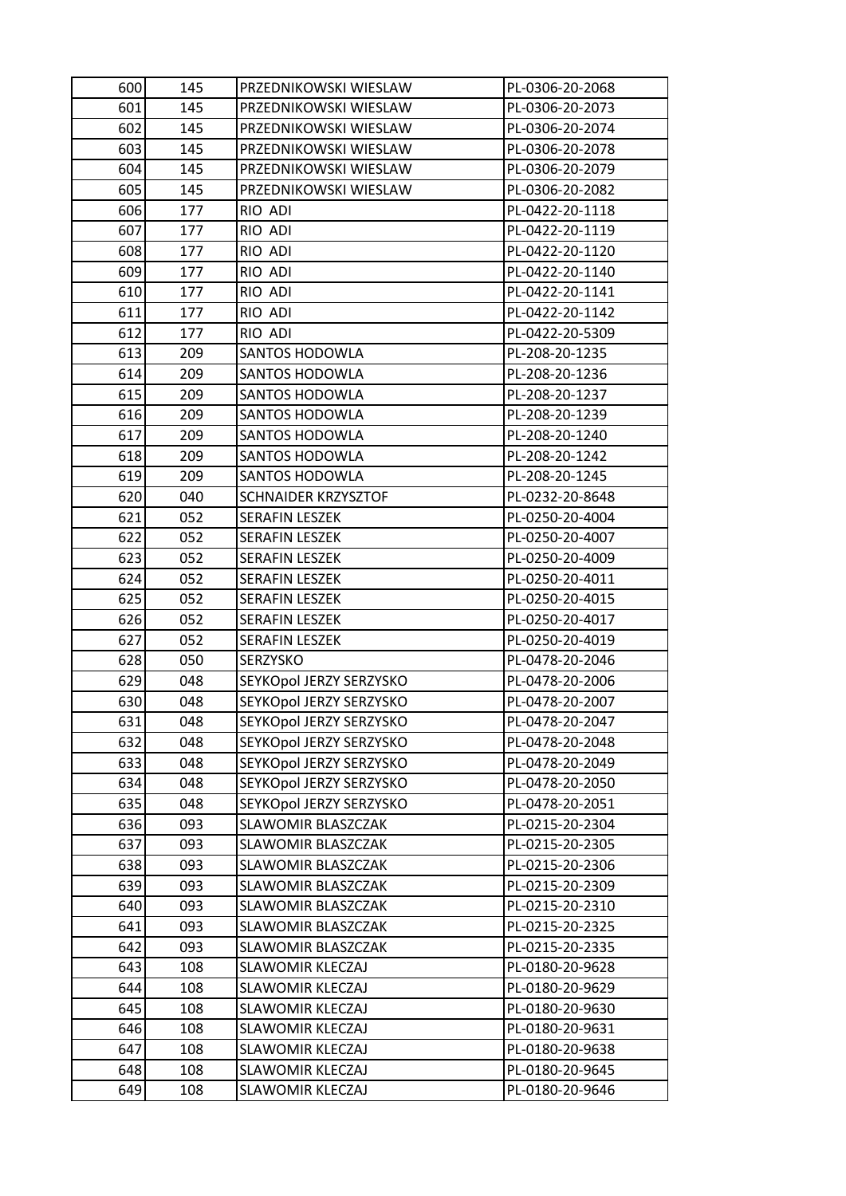| 600 | 145 | PRZEDNIKOWSKI WIESLAW | PL-0306-20-2068 |
|---|---|---|---|
| 601 | 145 | PRZEDNIKOWSKI WIESLAW | PL-0306-20-2073 |
| 602 | 145 | PRZEDNIKOWSKI WIESLAW | PL-0306-20-2074 |
| 603 | 145 | PRZEDNIKOWSKI WIESLAW | PL-0306-20-2078 |
| 604 | 145 | PRZEDNIKOWSKI WIESLAW | PL-0306-20-2079 |
| 605 | 145 | PRZEDNIKOWSKI WIESLAW | PL-0306-20-2082 |
| 606 | 177 | RIO ADI | PL-0422-20-1118 |
| 607 | 177 | RIO ADI | PL-0422-20-1119 |
| 608 | 177 | RIO ADI | PL-0422-20-1120 |
| 609 | 177 | RIO ADI | PL-0422-20-1140 |
| 610 | 177 | RIO ADI | PL-0422-20-1141 |
| 611 | 177 | RIO ADI | PL-0422-20-1142 |
| 612 | 177 | RIO ADI | PL-0422-20-5309 |
| 613 | 209 | SANTOS HODOWLA | PL-208-20-1235 |
| 614 | 209 | SANTOS HODOWLA | PL-208-20-1236 |
| 615 | 209 | SANTOS HODOWLA | PL-208-20-1237 |
| 616 | 209 | SANTOS HODOWLA | PL-208-20-1239 |
| 617 | 209 | SANTOS HODOWLA | PL-208-20-1240 |
| 618 | 209 | SANTOS HODOWLA | PL-208-20-1242 |
| 619 | 209 | SANTOS HODOWLA | PL-208-20-1245 |
| 620 | 040 | SCHNAIDER KRZYSZTOF | PL-0232-20-8648 |
| 621 | 052 | SERAFIN LESZEK | PL-0250-20-4004 |
| 622 | 052 | SERAFIN LESZEK | PL-0250-20-4007 |
| 623 | 052 | SERAFIN LESZEK | PL-0250-20-4009 |
| 624 | 052 | SERAFIN LESZEK | PL-0250-20-4011 |
| 625 | 052 | SERAFIN LESZEK | PL-0250-20-4015 |
| 626 | 052 | SERAFIN LESZEK | PL-0250-20-4017 |
| 627 | 052 | SERAFIN LESZEK | PL-0250-20-4019 |
| 628 | 050 | SERZYSKO | PL-0478-20-2046 |
| 629 | 048 | SEYKOpol JERZY SERZYSKO | PL-0478-20-2006 |
| 630 | 048 | SEYKOpol JERZY SERZYSKO | PL-0478-20-2007 |
| 631 | 048 | SEYKOpol JERZY SERZYSKO | PL-0478-20-2047 |
| 632 | 048 | SEYKOpol JERZY SERZYSKO | PL-0478-20-2048 |
| 633 | 048 | SEYKOpol JERZY SERZYSKO | PL-0478-20-2049 |
| 634 | 048 | SEYKOpol JERZY SERZYSKO | PL-0478-20-2050 |
| 635 | 048 | SEYKOpol JERZY SERZYSKO | PL-0478-20-2051 |
| 636 | 093 | SLAWOMIR BLASZCZAK | PL-0215-20-2304 |
| 637 | 093 | SLAWOMIR BLASZCZAK | PL-0215-20-2305 |
| 638 | 093 | SLAWOMIR BLASZCZAK | PL-0215-20-2306 |
| 639 | 093 | SLAWOMIR BLASZCZAK | PL-0215-20-2309 |
| 640 | 093 | SLAWOMIR BLASZCZAK | PL-0215-20-2310 |
| 641 | 093 | SLAWOMIR BLASZCZAK | PL-0215-20-2325 |
| 642 | 093 | SLAWOMIR BLASZCZAK | PL-0215-20-2335 |
| 643 | 108 | SLAWOMIR KLECZAJ | PL-0180-20-9628 |
| 644 | 108 | SLAWOMIR KLECZAJ | PL-0180-20-9629 |
| 645 | 108 | SLAWOMIR KLECZAJ | PL-0180-20-9630 |
| 646 | 108 | SLAWOMIR KLECZAJ | PL-0180-20-9631 |
| 647 | 108 | SLAWOMIR KLECZAJ | PL-0180-20-9638 |
| 648 | 108 | SLAWOMIR KLECZAJ | PL-0180-20-9645 |
| 649 | 108 | SLAWOMIR KLECZAJ | PL-0180-20-9646 |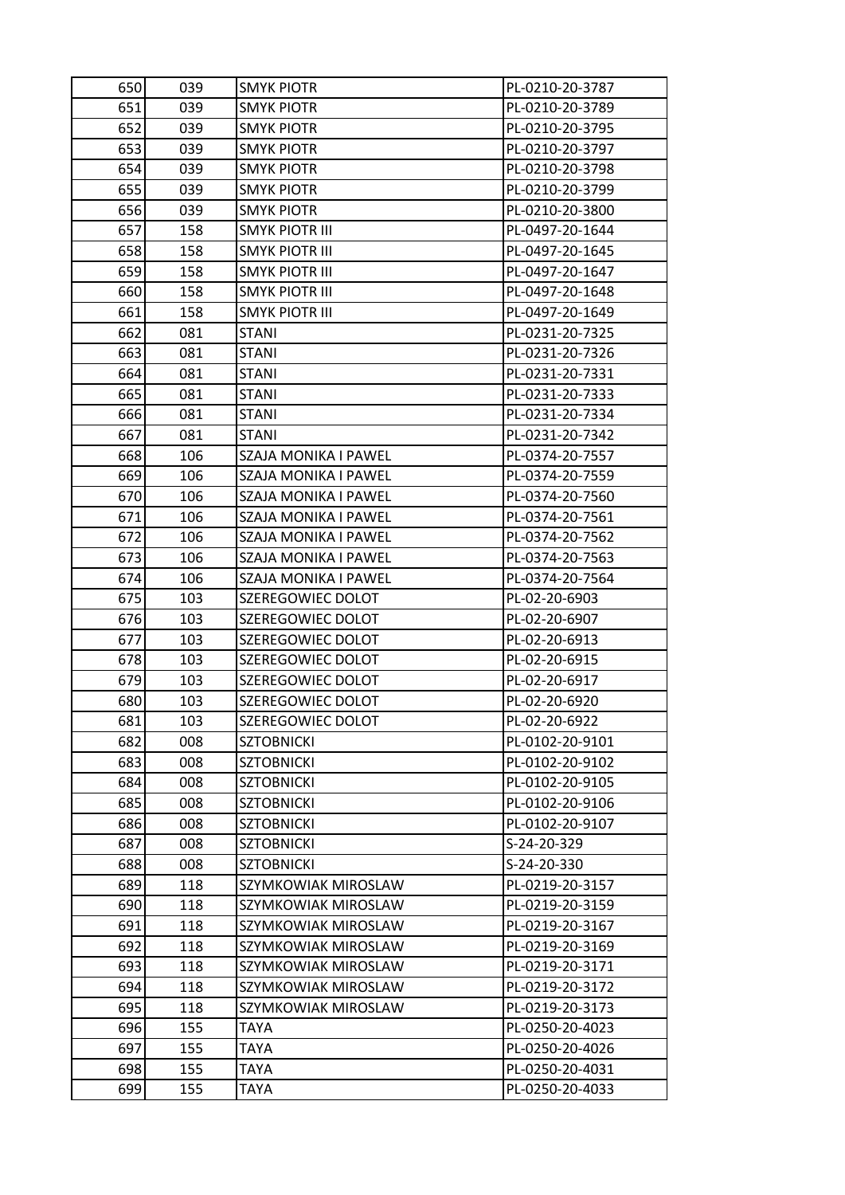| | | | |
|---|---|---|---|
| 650 | 039 | SMYK PIOTR | PL-0210-20-3787 |
| 651 | 039 | SMYK PIOTR | PL-0210-20-3789 |
| 652 | 039 | SMYK PIOTR | PL-0210-20-3795 |
| 653 | 039 | SMYK PIOTR | PL-0210-20-3797 |
| 654 | 039 | SMYK PIOTR | PL-0210-20-3798 |
| 655 | 039 | SMYK PIOTR | PL-0210-20-3799 |
| 656 | 039 | SMYK PIOTR | PL-0210-20-3800 |
| 657 | 158 | SMYK PIOTR III | PL-0497-20-1644 |
| 658 | 158 | SMYK PIOTR III | PL-0497-20-1645 |
| 659 | 158 | SMYK PIOTR III | PL-0497-20-1647 |
| 660 | 158 | SMYK PIOTR III | PL-0497-20-1648 |
| 661 | 158 | SMYK PIOTR III | PL-0497-20-1649 |
| 662 | 081 | STANI | PL-0231-20-7325 |
| 663 | 081 | STANI | PL-0231-20-7326 |
| 664 | 081 | STANI | PL-0231-20-7331 |
| 665 | 081 | STANI | PL-0231-20-7333 |
| 666 | 081 | STANI | PL-0231-20-7334 |
| 667 | 081 | STANI | PL-0231-20-7342 |
| 668 | 106 | SZAJA MONIKA I PAWEL | PL-0374-20-7557 |
| 669 | 106 | SZAJA MONIKA I PAWEL | PL-0374-20-7559 |
| 670 | 106 | SZAJA MONIKA I PAWEL | PL-0374-20-7560 |
| 671 | 106 | SZAJA MONIKA I PAWEL | PL-0374-20-7561 |
| 672 | 106 | SZAJA MONIKA I PAWEL | PL-0374-20-7562 |
| 673 | 106 | SZAJA MONIKA I PAWEL | PL-0374-20-7563 |
| 674 | 106 | SZAJA MONIKA I PAWEL | PL-0374-20-7564 |
| 675 | 103 | SZEREGOWIEC DOLOT | PL-02-20-6903 |
| 676 | 103 | SZEREGOWIEC DOLOT | PL-02-20-6907 |
| 677 | 103 | SZEREGOWIEC DOLOT | PL-02-20-6913 |
| 678 | 103 | SZEREGOWIEC DOLOT | PL-02-20-6915 |
| 679 | 103 | SZEREGOWIEC DOLOT | PL-02-20-6917 |
| 680 | 103 | SZEREGOWIEC DOLOT | PL-02-20-6920 |
| 681 | 103 | SZEREGOWIEC DOLOT | PL-02-20-6922 |
| 682 | 008 | SZTOBNICKI | PL-0102-20-9101 |
| 683 | 008 | SZTOBNICKI | PL-0102-20-9102 |
| 684 | 008 | SZTOBNICKI | PL-0102-20-9105 |
| 685 | 008 | SZTOBNICKI | PL-0102-20-9106 |
| 686 | 008 | SZTOBNICKI | PL-0102-20-9107 |
| 687 | 008 | SZTOBNICKI | S-24-20-329 |
| 688 | 008 | SZTOBNICKI | S-24-20-330 |
| 689 | 118 | SZYMKOWIAK MIROSLAW | PL-0219-20-3157 |
| 690 | 118 | SZYMKOWIAK MIROSLAW | PL-0219-20-3159 |
| 691 | 118 | SZYMKOWIAK MIROSLAW | PL-0219-20-3167 |
| 692 | 118 | SZYMKOWIAK MIROSLAW | PL-0219-20-3169 |
| 693 | 118 | SZYMKOWIAK MIROSLAW | PL-0219-20-3171 |
| 694 | 118 | SZYMKOWIAK MIROSLAW | PL-0219-20-3172 |
| 695 | 118 | SZYMKOWIAK MIROSLAW | PL-0219-20-3173 |
| 696 | 155 | TAYA | PL-0250-20-4023 |
| 697 | 155 | TAYA | PL-0250-20-4026 |
| 698 | 155 | TAYA | PL-0250-20-4031 |
| 699 | 155 | TAYA | PL-0250-20-4033 |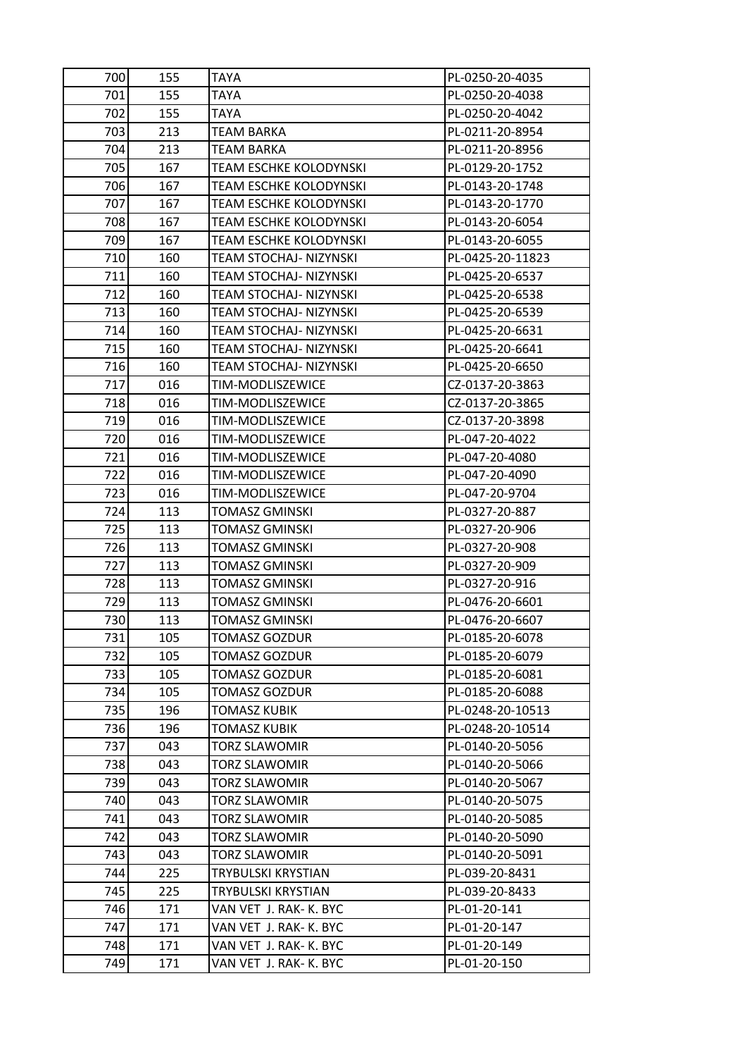| | | | |
|---|---|---|---|
| 700 | 155 | TAYA | PL-0250-20-4035 |
| 701 | 155 | TAYA | PL-0250-20-4038 |
| 702 | 155 | TAYA | PL-0250-20-4042 |
| 703 | 213 | TEAM BARKA | PL-0211-20-8954 |
| 704 | 213 | TEAM BARKA | PL-0211-20-8956 |
| 705 | 167 | TEAM ESCHKE KOLODYNSKI | PL-0129-20-1752 |
| 706 | 167 | TEAM ESCHKE KOLODYNSKI | PL-0143-20-1748 |
| 707 | 167 | TEAM ESCHKE KOLODYNSKI | PL-0143-20-1770 |
| 708 | 167 | TEAM ESCHKE KOLODYNSKI | PL-0143-20-6054 |
| 709 | 167 | TEAM ESCHKE KOLODYNSKI | PL-0143-20-6055 |
| 710 | 160 | TEAM STOCHAJ- NIZYNSKI | PL-0425-20-11823 |
| 711 | 160 | TEAM STOCHAJ- NIZYNSKI | PL-0425-20-6537 |
| 712 | 160 | TEAM STOCHAJ- NIZYNSKI | PL-0425-20-6538 |
| 713 | 160 | TEAM STOCHAJ- NIZYNSKI | PL-0425-20-6539 |
| 714 | 160 | TEAM STOCHAJ- NIZYNSKI | PL-0425-20-6631 |
| 715 | 160 | TEAM STOCHAJ- NIZYNSKI | PL-0425-20-6641 |
| 716 | 160 | TEAM STOCHAJ- NIZYNSKI | PL-0425-20-6650 |
| 717 | 016 | TIM-MODLISZEWICE | CZ-0137-20-3863 |
| 718 | 016 | TIM-MODLISZEWICE | CZ-0137-20-3865 |
| 719 | 016 | TIM-MODLISZEWICE | CZ-0137-20-3898 |
| 720 | 016 | TIM-MODLISZEWICE | PL-047-20-4022 |
| 721 | 016 | TIM-MODLISZEWICE | PL-047-20-4080 |
| 722 | 016 | TIM-MODLISZEWICE | PL-047-20-4090 |
| 723 | 016 | TIM-MODLISZEWICE | PL-047-20-9704 |
| 724 | 113 | TOMASZ GMINSKI | PL-0327-20-887 |
| 725 | 113 | TOMASZ GMINSKI | PL-0327-20-906 |
| 726 | 113 | TOMASZ GMINSKI | PL-0327-20-908 |
| 727 | 113 | TOMASZ GMINSKI | PL-0327-20-909 |
| 728 | 113 | TOMASZ GMINSKI | PL-0327-20-916 |
| 729 | 113 | TOMASZ GMINSKI | PL-0476-20-6601 |
| 730 | 113 | TOMASZ GMINSKI | PL-0476-20-6607 |
| 731 | 105 | TOMASZ GOZDUR | PL-0185-20-6078 |
| 732 | 105 | TOMASZ GOZDUR | PL-0185-20-6079 |
| 733 | 105 | TOMASZ GOZDUR | PL-0185-20-6081 |
| 734 | 105 | TOMASZ GOZDUR | PL-0185-20-6088 |
| 735 | 196 | TOMASZ KUBIK | PL-0248-20-10513 |
| 736 | 196 | TOMASZ KUBIK | PL-0248-20-10514 |
| 737 | 043 | TORZ SLAWOMIR | PL-0140-20-5056 |
| 738 | 043 | TORZ SLAWOMIR | PL-0140-20-5066 |
| 739 | 043 | TORZ SLAWOMIR | PL-0140-20-5067 |
| 740 | 043 | TORZ SLAWOMIR | PL-0140-20-5075 |
| 741 | 043 | TORZ SLAWOMIR | PL-0140-20-5085 |
| 742 | 043 | TORZ SLAWOMIR | PL-0140-20-5090 |
| 743 | 043 | TORZ SLAWOMIR | PL-0140-20-5091 |
| 744 | 225 | TRYBULSKI KRYSTIAN | PL-039-20-8431 |
| 745 | 225 | TRYBULSKI KRYSTIAN | PL-039-20-8433 |
| 746 | 171 | VAN VET J. RAK- K. BYC | PL-01-20-141 |
| 747 | 171 | VAN VET J. RAK- K. BYC | PL-01-20-147 |
| 748 | 171 | VAN VET J. RAK- K. BYC | PL-01-20-149 |
| 749 | 171 | VAN VET J. RAK- K. BYC | PL-01-20-150 |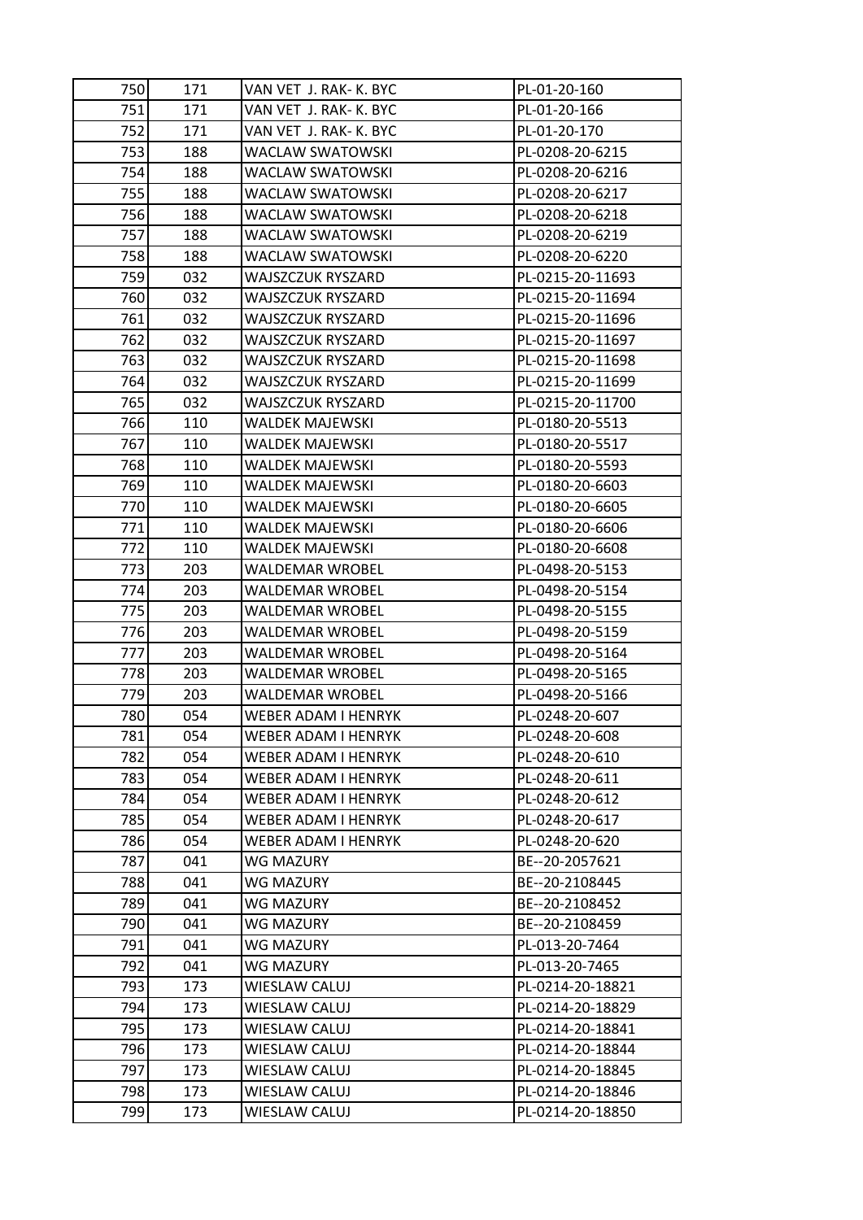| | | | |
|---|---|---|---|
| 750 | 171 | VAN VET J. RAK- K. BYC | PL-01-20-160 |
| 751 | 171 | VAN VET J. RAK- K. BYC | PL-01-20-166 |
| 752 | 171 | VAN VET J. RAK- K. BYC | PL-01-20-170 |
| 753 | 188 | WACLAW SWATOWSKI | PL-0208-20-6215 |
| 754 | 188 | WACLAW SWATOWSKI | PL-0208-20-6216 |
| 755 | 188 | WACLAW SWATOWSKI | PL-0208-20-6217 |
| 756 | 188 | WACLAW SWATOWSKI | PL-0208-20-6218 |
| 757 | 188 | WACLAW SWATOWSKI | PL-0208-20-6219 |
| 758 | 188 | WACLAW SWATOWSKI | PL-0208-20-6220 |
| 759 | 032 | WAJSZCZUK RYSZARD | PL-0215-20-11693 |
| 760 | 032 | WAJSZCZUK RYSZARD | PL-0215-20-11694 |
| 761 | 032 | WAJSZCZUK RYSZARD | PL-0215-20-11696 |
| 762 | 032 | WAJSZCZUK RYSZARD | PL-0215-20-11697 |
| 763 | 032 | WAJSZCZUK RYSZARD | PL-0215-20-11698 |
| 764 | 032 | WAJSZCZUK RYSZARD | PL-0215-20-11699 |
| 765 | 032 | WAJSZCZUK RYSZARD | PL-0215-20-11700 |
| 766 | 110 | WALDEK MAJEWSKI | PL-0180-20-5513 |
| 767 | 110 | WALDEK MAJEWSKI | PL-0180-20-5517 |
| 768 | 110 | WALDEK MAJEWSKI | PL-0180-20-5593 |
| 769 | 110 | WALDEK MAJEWSKI | PL-0180-20-6603 |
| 770 | 110 | WALDEK MAJEWSKI | PL-0180-20-6605 |
| 771 | 110 | WALDEK MAJEWSKI | PL-0180-20-6606 |
| 772 | 110 | WALDEK MAJEWSKI | PL-0180-20-6608 |
| 773 | 203 | WALDEMAR WROBEL | PL-0498-20-5153 |
| 774 | 203 | WALDEMAR WROBEL | PL-0498-20-5154 |
| 775 | 203 | WALDEMAR WROBEL | PL-0498-20-5155 |
| 776 | 203 | WALDEMAR WROBEL | PL-0498-20-5159 |
| 777 | 203 | WALDEMAR WROBEL | PL-0498-20-5164 |
| 778 | 203 | WALDEMAR WROBEL | PL-0498-20-5165 |
| 779 | 203 | WALDEMAR WROBEL | PL-0498-20-5166 |
| 780 | 054 | WEBER ADAM I HENRYK | PL-0248-20-607 |
| 781 | 054 | WEBER ADAM I HENRYK | PL-0248-20-608 |
| 782 | 054 | WEBER ADAM I HENRYK | PL-0248-20-610 |
| 783 | 054 | WEBER ADAM I HENRYK | PL-0248-20-611 |
| 784 | 054 | WEBER ADAM I HENRYK | PL-0248-20-612 |
| 785 | 054 | WEBER ADAM I HENRYK | PL-0248-20-617 |
| 786 | 054 | WEBER ADAM I HENRYK | PL-0248-20-620 |
| 787 | 041 | WG MAZURY | BE--20-2057621 |
| 788 | 041 | WG MAZURY | BE--20-2108445 |
| 789 | 041 | WG MAZURY | BE--20-2108452 |
| 790 | 041 | WG MAZURY | BE--20-2108459 |
| 791 | 041 | WG MAZURY | PL-013-20-7464 |
| 792 | 041 | WG MAZURY | PL-013-20-7465 |
| 793 | 173 | WIESLAW CALUJ | PL-0214-20-18821 |
| 794 | 173 | WIESLAW CALUJ | PL-0214-20-18829 |
| 795 | 173 | WIESLAW CALUJ | PL-0214-20-18841 |
| 796 | 173 | WIESLAW CALUJ | PL-0214-20-18844 |
| 797 | 173 | WIESLAW CALUJ | PL-0214-20-18845 |
| 798 | 173 | WIESLAW CALUJ | PL-0214-20-18846 |
| 799 | 173 | WIESLAW CALUJ | PL-0214-20-18850 |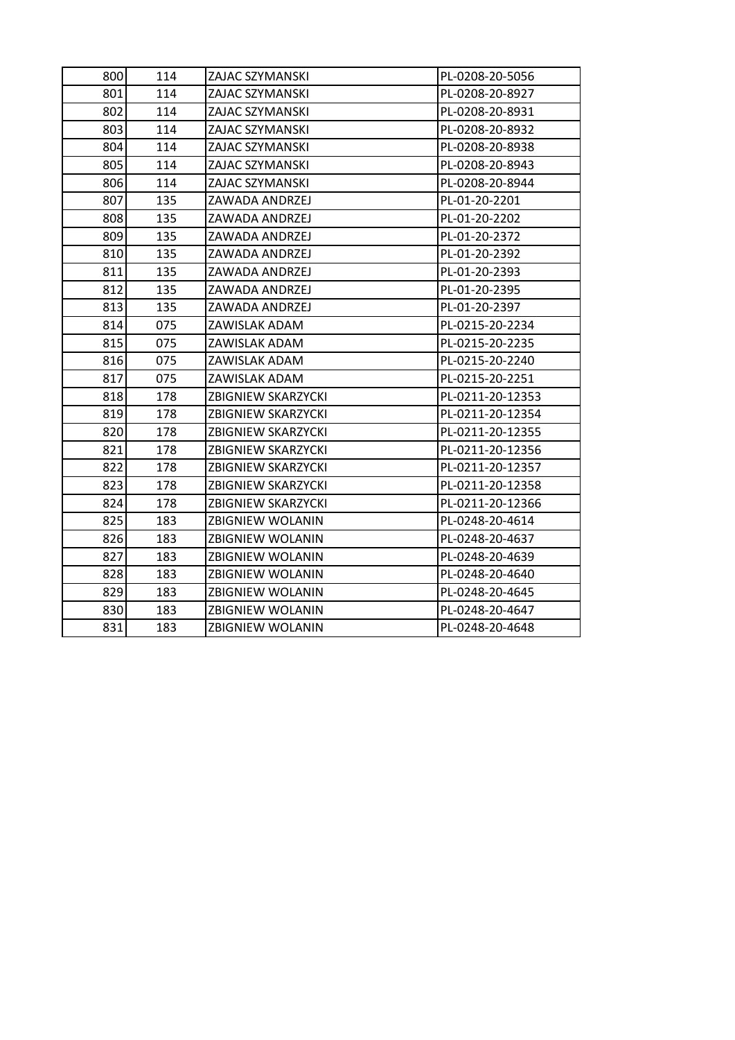| | | | |
|---|---|---|---|
| 800 | 114 | ZAJAC SZYMANSKI | PL-0208-20-5056 |
| 801 | 114 | ZAJAC SZYMANSKI | PL-0208-20-8927 |
| 802 | 114 | ZAJAC SZYMANSKI | PL-0208-20-8931 |
| 803 | 114 | ZAJAC SZYMANSKI | PL-0208-20-8932 |
| 804 | 114 | ZAJAC SZYMANSKI | PL-0208-20-8938 |
| 805 | 114 | ZAJAC SZYMANSKI | PL-0208-20-8943 |
| 806 | 114 | ZAJAC SZYMANSKI | PL-0208-20-8944 |
| 807 | 135 | ZAWADA ANDRZEJ | PL-01-20-2201 |
| 808 | 135 | ZAWADA ANDRZEJ | PL-01-20-2202 |
| 809 | 135 | ZAWADA ANDRZEJ | PL-01-20-2372 |
| 810 | 135 | ZAWADA ANDRZEJ | PL-01-20-2392 |
| 811 | 135 | ZAWADA ANDRZEJ | PL-01-20-2393 |
| 812 | 135 | ZAWADA ANDRZEJ | PL-01-20-2395 |
| 813 | 135 | ZAWADA ANDRZEJ | PL-01-20-2397 |
| 814 | 075 | ZAWISLAK ADAM | PL-0215-20-2234 |
| 815 | 075 | ZAWISLAK ADAM | PL-0215-20-2235 |
| 816 | 075 | ZAWISLAK ADAM | PL-0215-20-2240 |
| 817 | 075 | ZAWISLAK ADAM | PL-0215-20-2251 |
| 818 | 178 | ZBIGNIEW SKARZYCKI | PL-0211-20-12353 |
| 819 | 178 | ZBIGNIEW SKARZYCKI | PL-0211-20-12354 |
| 820 | 178 | ZBIGNIEW SKARZYCKI | PL-0211-20-12355 |
| 821 | 178 | ZBIGNIEW SKARZYCKI | PL-0211-20-12356 |
| 822 | 178 | ZBIGNIEW SKARZYCKI | PL-0211-20-12357 |
| 823 | 178 | ZBIGNIEW SKARZYCKI | PL-0211-20-12358 |
| 824 | 178 | ZBIGNIEW SKARZYCKI | PL-0211-20-12366 |
| 825 | 183 | ZBIGNIEW WOLANIN | PL-0248-20-4614 |
| 826 | 183 | ZBIGNIEW WOLANIN | PL-0248-20-4637 |
| 827 | 183 | ZBIGNIEW WOLANIN | PL-0248-20-4639 |
| 828 | 183 | ZBIGNIEW WOLANIN | PL-0248-20-4640 |
| 829 | 183 | ZBIGNIEW WOLANIN | PL-0248-20-4645 |
| 830 | 183 | ZBIGNIEW WOLANIN | PL-0248-20-4647 |
| 831 | 183 | ZBIGNIEW WOLANIN | PL-0248-20-4648 |